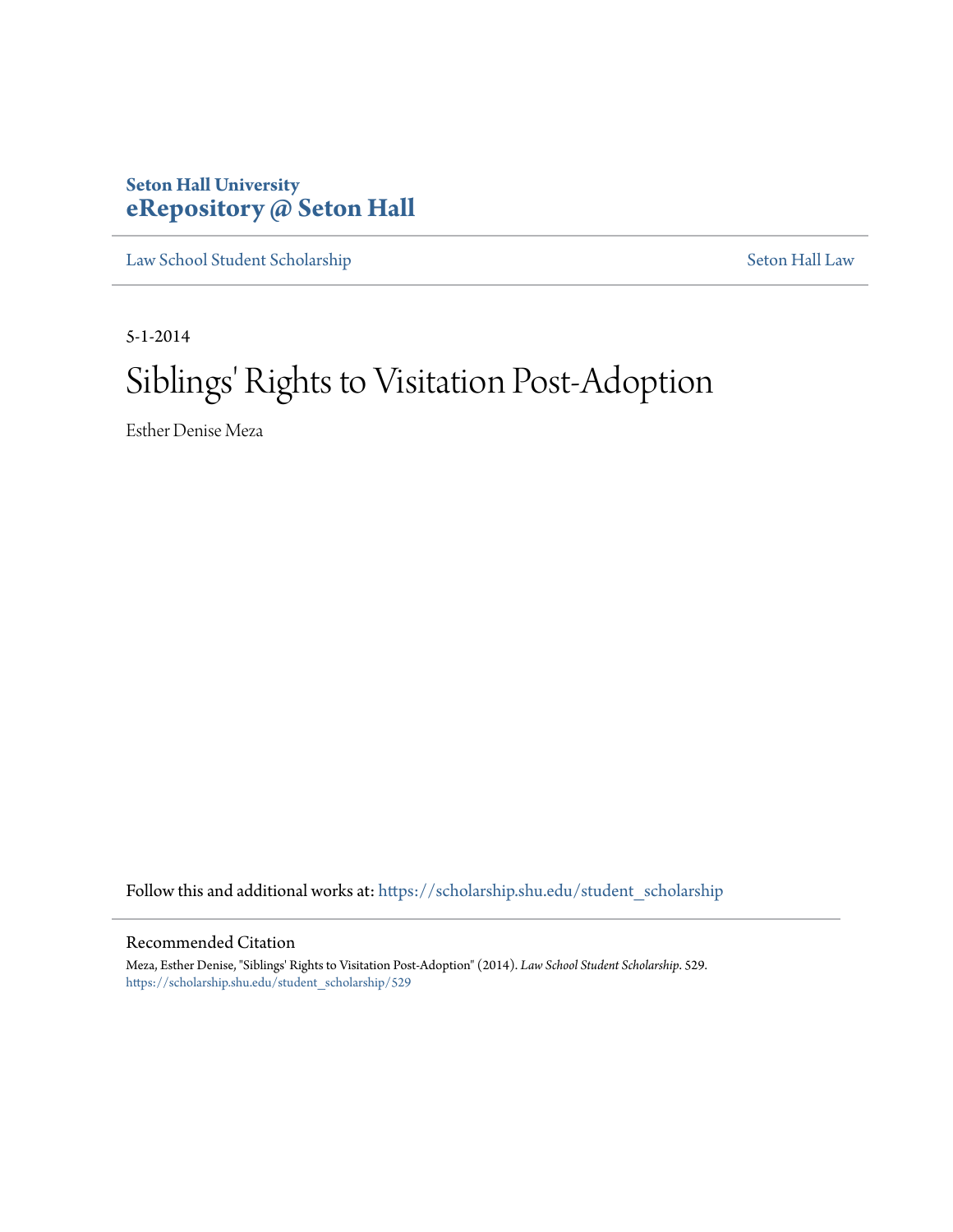**Seton Hall University**
**eRepository @ Seton Hall**

Law School Student Scholarship | Seton Hall Law

5-1-2014

# Siblings' Rights to Visitation Post-Adoption

Esther Denise Meza

Follow this and additional works at: https://scholarship.shu.edu/student_scholarship

## Recommended Citation

Meza, Esther Denise, "Siblings' Rights to Visitation Post-Adoption" (2014). *Law School Student Scholarship*. 529.
https://scholarship.shu.edu/student_scholarship/529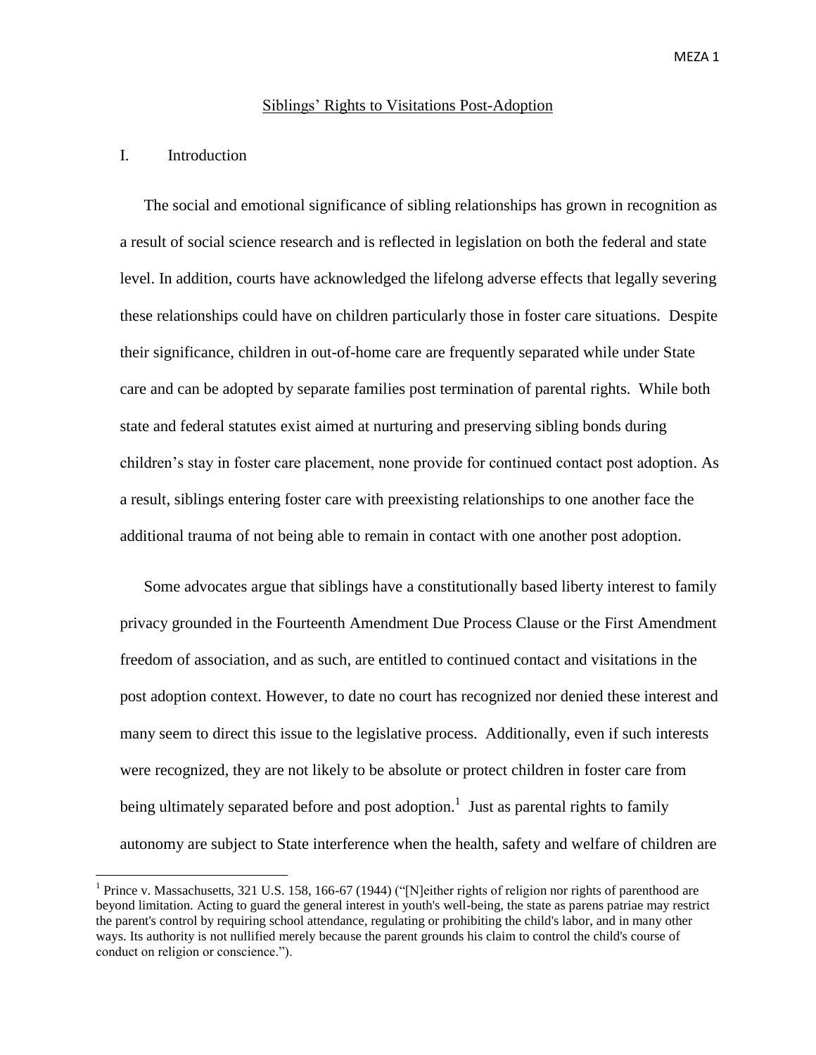Siblings' Rights to Visitations Post-Adoption

I. Introduction

The social and emotional significance of sibling relationships has grown in recognition as a result of social science research and is reflected in legislation on both the federal and state level. In addition, courts have acknowledged the lifelong adverse effects that legally severing these relationships could have on children particularly those in foster care situations. Despite their significance, children in out-of-home care are frequently separated while under State care and can be adopted by separate families post termination of parental rights. While both state and federal statutes exist aimed at nurturing and preserving sibling bonds during children's stay in foster care placement, none provide for continued contact post adoption. As a result, siblings entering foster care with preexisting relationships to one another face the additional trauma of not being able to remain in contact with one another post adoption.

Some advocates argue that siblings have a constitutionally based liberty interest to family privacy grounded in the Fourteenth Amendment Due Process Clause or the First Amendment freedom of association, and as such, are entitled to continued contact and visitations in the post adoption context. However, to date no court has recognized nor denied these interest and many seem to direct this issue to the legislative process. Additionally, even if such interests were recognized, they are not likely to be absolute or protect children in foster care from being ultimately separated before and post adoption.[1] Just as parental rights to family autonomy are subject to State interference when the health, safety and welfare of children are

[1] Prince v. Massachusetts, 321 U.S. 158, 166-67 (1944) ("[N]either rights of religion nor rights of parenthood are beyond limitation. Acting to guard the general interest in youth's well-being, the state as parens patriae may restrict the parent's control by requiring school attendance, regulating or prohibiting the child's labor, and in many other ways. Its authority is not nullified merely because the parent grounds his claim to control the child's course of conduct on religion or conscience.").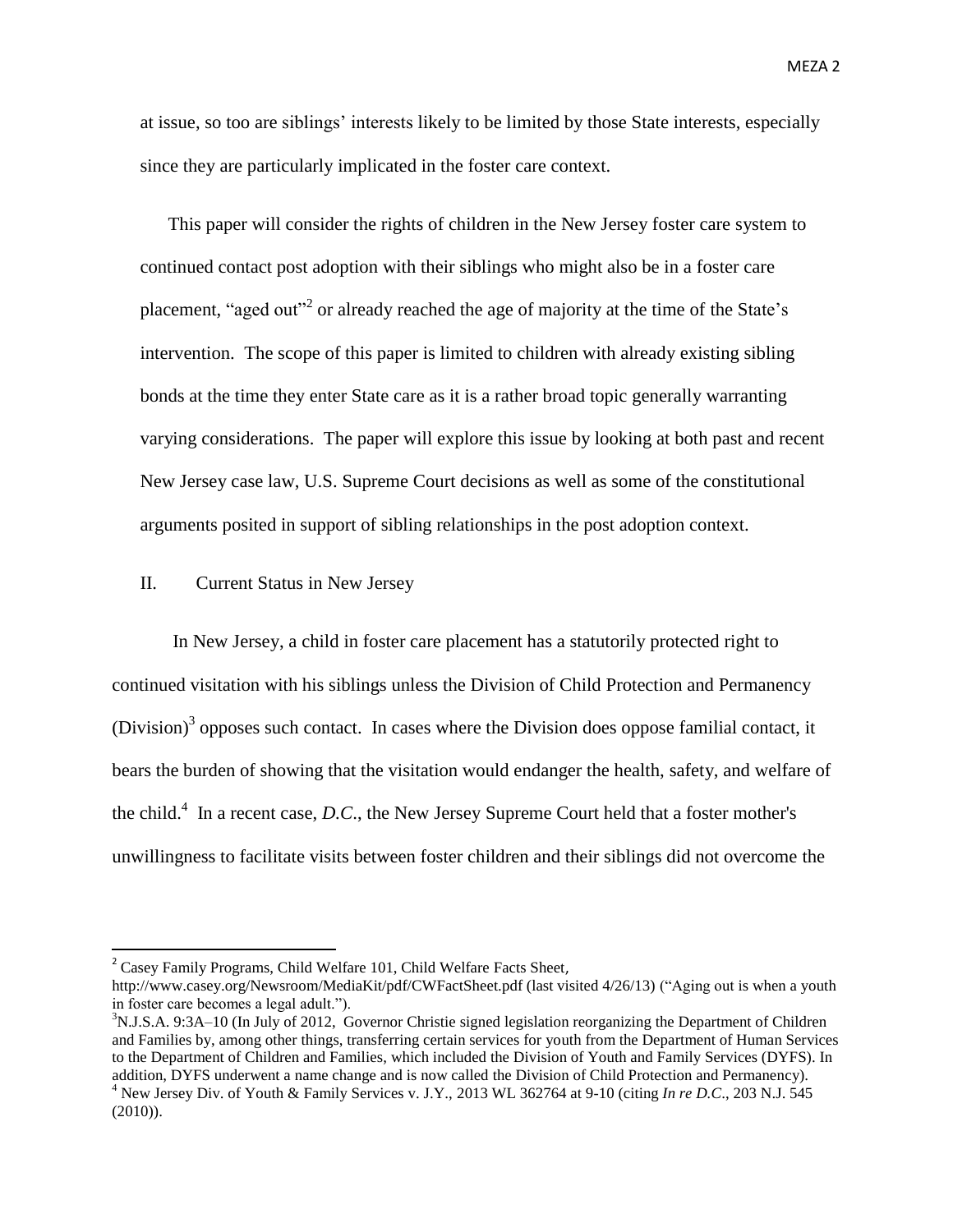at issue, so too are siblings' interests likely to be limited by those State interests, especially since they are particularly implicated in the foster care context.

This paper will consider the rights of children in the New Jersey foster care system to continued contact post adoption with their siblings who might also be in a foster care placement, "aged out"[2] or already reached the age of majority at the time of the State's intervention. The scope of this paper is limited to children with already existing sibling bonds at the time they enter State care as it is a rather broad topic generally warranting varying considerations. The paper will explore this issue by looking at both past and recent New Jersey case law, U.S. Supreme Court decisions as well as some of the constitutional arguments posited in support of sibling relationships in the post adoption context.

## II. Current Status in New Jersey

In New Jersey, a child in foster care placement has a statutorily protected right to continued visitation with his siblings unless the Division of Child Protection and Permanency (Division)[3] opposes such contact. In cases where the Division does oppose familial contact, it bears the burden of showing that the visitation would endanger the health, safety, and welfare of the child.[4] In a recent case, *D.C.*, the New Jersey Supreme Court held that a foster mother's unwillingness to facilitate visits between foster children and their siblings did not overcome the

---

[2] Casey Family Programs, Child Welfare 101, Child Welfare Facts Sheet, http://www.casey.org/Newsroom/MediaKit/pdf/CWFactSheet.pdf (last visited 4/26/13) ("Aging out is when a youth in foster care becomes a legal adult.").

[3] N.J.S.A. 9:3A–10 (In July of 2012, Governor Christie signed legislation reorganizing the Department of Children and Families by, among other things, transferring certain services for youth from the Department of Human Services to the Department of Children and Families, which included the Division of Youth and Family Services (DYFS). In addition, DYFS underwent a name change and is now called the Division of Child Protection and Permanency).

[4] New Jersey Div. of Youth & Family Services v. J.Y., 2013 WL 362764 at 9-10 (citing *In re D.C.*, 203 N.J. 545 (2010)).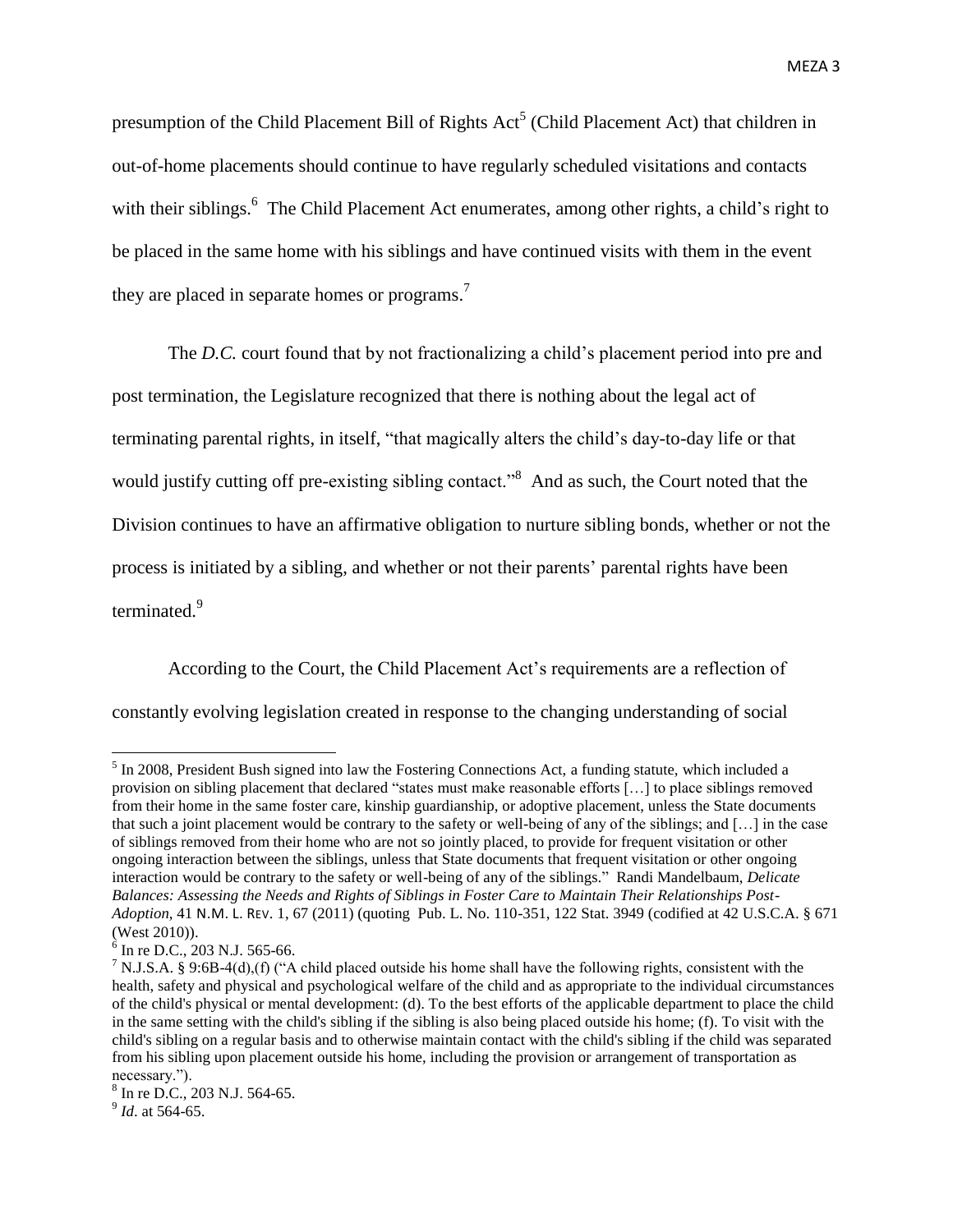presumption of the Child Placement Bill of Rights Act[5] (Child Placement Act) that children in out-of-home placements should continue to have regularly scheduled visitations and contacts with their siblings.[6] The Child Placement Act enumerates, among other rights, a child's right to be placed in the same home with his siblings and have continued visits with them in the event they are placed in separate homes or programs.[7]

The *D.C.* court found that by not fractionalizing a child's placement period into pre and post termination, the Legislature recognized that there is nothing about the legal act of terminating parental rights, in itself, "that magically alters the child's day-to-day life or that would justify cutting off pre-existing sibling contact."[8] And as such, the Court noted that the Division continues to have an affirmative obligation to nurture sibling bonds, whether or not the process is initiated by a sibling, and whether or not their parents' parental rights have been terminated.[9]

According to the Court, the Child Placement Act's requirements are a reflection of constantly evolving legislation created in response to the changing understanding of social

---

[5] In 2008, President Bush signed into law the Fostering Connections Act, a funding statute, which included a provision on sibling placement that declared "states must make reasonable efforts […] to place siblings removed from their home in the same foster care, kinship guardianship, or adoptive placement, unless the State documents that such a joint placement would be contrary to the safety or well-being of any of the siblings; and […] in the case of siblings removed from their home who are not so jointly placed, to provide for frequent visitation or other ongoing interaction between the siblings, unless that State documents that frequent visitation or other ongoing interaction would be contrary to the safety or well-being of any of the siblings." Randi Mandelbaum, *Delicate Balances: Assessing the Needs and Rights of Siblings in Foster Care to Maintain Their Relationships Post-Adoption*, 41 N.M. L. REV. 1, 67 (2011) (quoting Pub. L. No. 110-351, 122 Stat. 3949 (codified at 42 U.S.C.A. § 671 (West 2010)).

[6] In re D.C., 203 N.J. 565-66.

[7] N.J.S.A. § 9:6B-4(d),(f) ("A child placed outside his home shall have the following rights, consistent with the health, safety and physical and psychological welfare of the child and as appropriate to the individual circumstances of the child's physical or mental development: (d). To the best efforts of the applicable department to place the child in the same setting with the child's sibling if the sibling is also being placed outside his home; (f). To visit with the child's sibling on a regular basis and to otherwise maintain contact with the child's sibling if the child was separated from his sibling upon placement outside his home, including the provision or arrangement of transportation as necessary.").

[8] In re D.C., 203 N.J. 564-65.

[9] *Id*. at 564-65.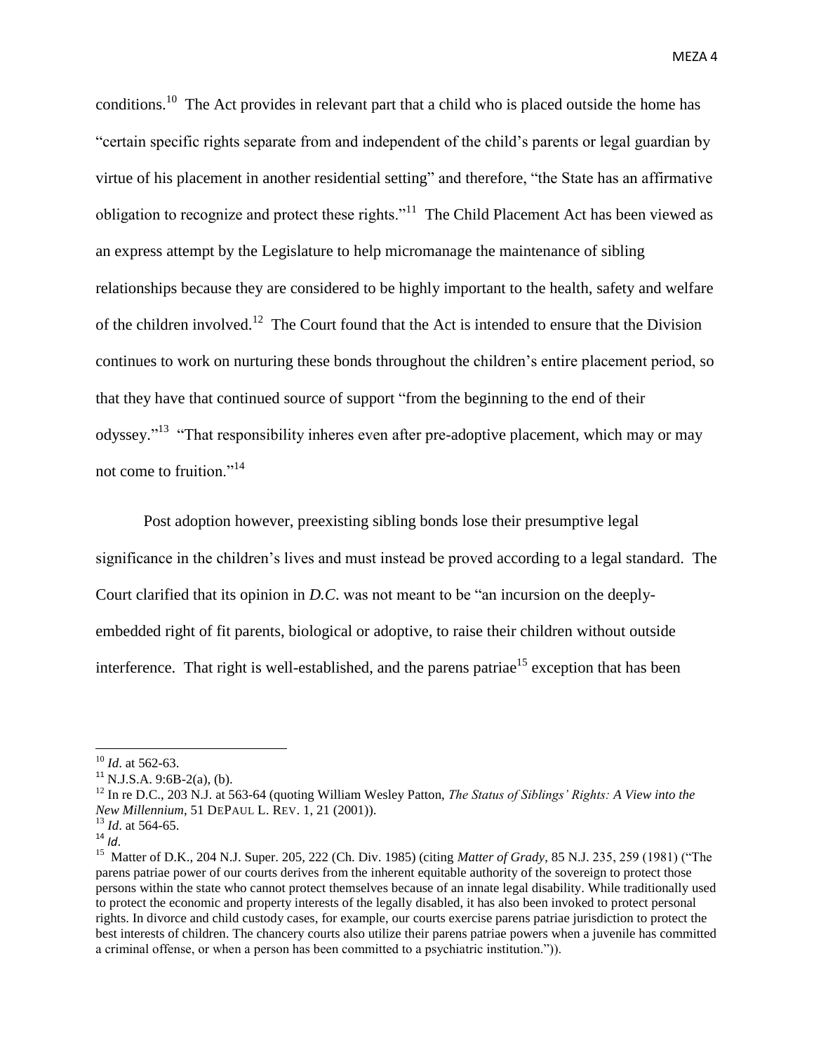conditions.[10] The Act provides in relevant part that a child who is placed outside the home has "certain specific rights separate from and independent of the child's parents or legal guardian by virtue of his placement in another residential setting" and therefore, "the State has an affirmative obligation to recognize and protect these rights."[11] The Child Placement Act has been viewed as an express attempt by the Legislature to help micromanage the maintenance of sibling relationships because they are considered to be highly important to the health, safety and welfare of the children involved.[12] The Court found that the Act is intended to ensure that the Division continues to work on nurturing these bonds throughout the children's entire placement period, so that they have that continued source of support "from the beginning to the end of their odyssey."[13] "That responsibility inheres even after pre-adoptive placement, which may or may not come to fruition."[14]

Post adoption however, preexisting sibling bonds lose their presumptive legal significance in the children's lives and must instead be proved according to a legal standard. The Court clarified that its opinion in *D.C.* was not meant to be "an incursion on the deeply-embedded right of fit parents, biological or adoptive, to raise their children without outside interference. That right is well-established, and the parens patriae[15] exception that has been

---

[10] *Id*. at 562-63.

[11] N.J.S.A. 9:6B-2(a), (b).

[12] In re D.C., 203 N.J. at 563-64 (quoting William Wesley Patton, *The Status of Siblings' Rights: A View into the New Millennium*, 51 DePaul L. Rev. 1, 21 (2001)).

[13] *Id*. at 564-65.

[14] *Id*.

[15] Matter of D.K., 204 N.J. Super. 205, 222 (Ch. Div. 1985) (citing *Matter of Grady*, 85 N.J. 235, 259 (1981) ("The parens patriae power of our courts derives from the inherent equitable authority of the sovereign to protect those persons within the state who cannot protect themselves because of an innate legal disability. While traditionally used to protect the economic and property interests of the legally disabled, it has also been invoked to protect personal rights. In divorce and child custody cases, for example, our courts exercise parens patriae jurisdiction to protect the best interests of children. The chancery courts also utilize their parens patriae powers when a juvenile has committed a criminal offense, or when a person has been committed to a psychiatric institution.")).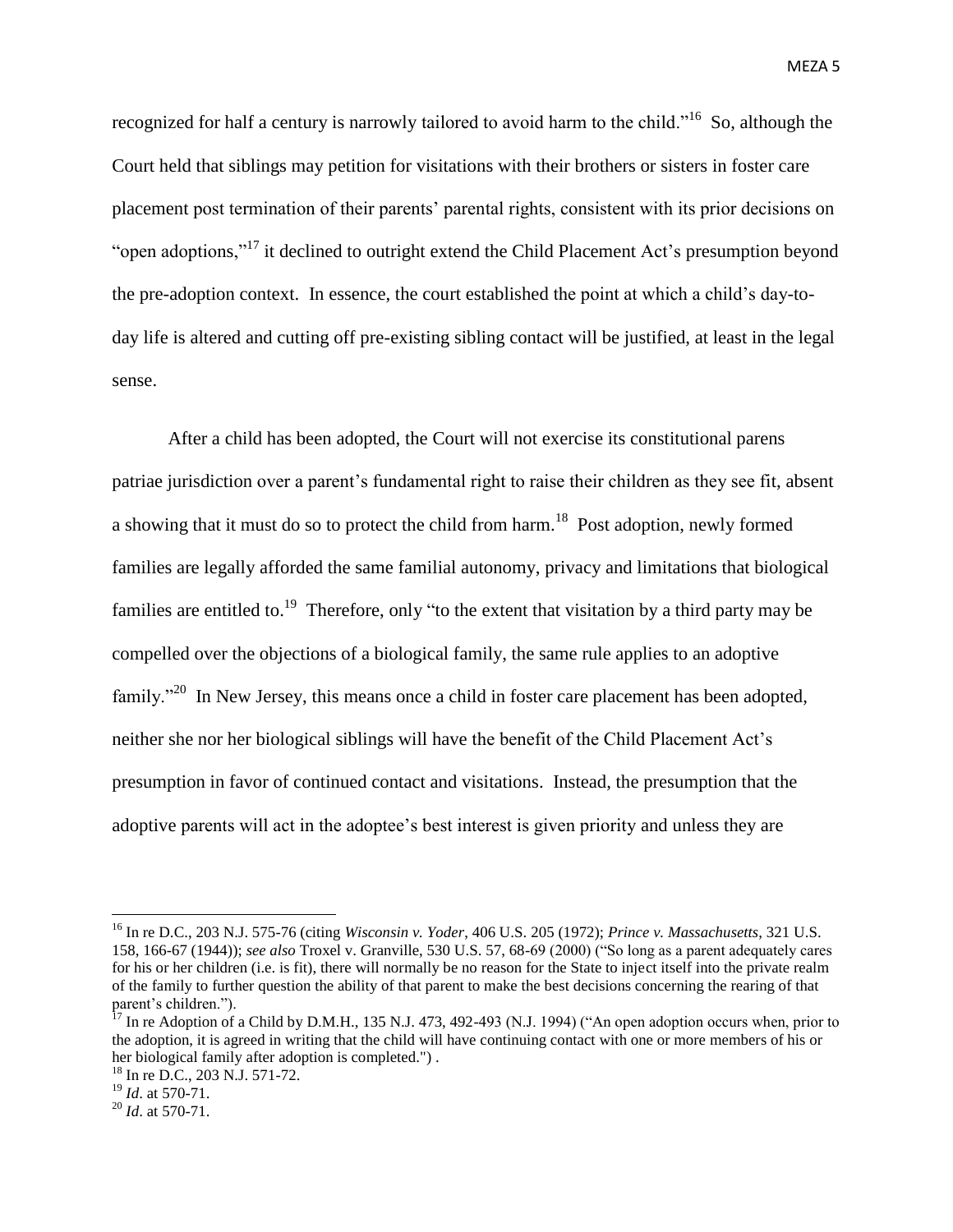recognized for half a century is narrowly tailored to avoid harm to the child."[16] So, although the Court held that siblings may petition for visitations with their brothers or sisters in foster care placement post termination of their parents' parental rights, consistent with its prior decisions on "open adoptions,"[17] it declined to outright extend the Child Placement Act's presumption beyond the pre-adoption context. In essence, the court established the point at which a child's day-to-day life is altered and cutting off pre-existing sibling contact will be justified, at least in the legal sense.

After a child has been adopted, the Court will not exercise its constitutional parens patriae jurisdiction over a parent's fundamental right to raise their children as they see fit, absent a showing that it must do so to protect the child from harm.[18] Post adoption, newly formed families are legally afforded the same familial autonomy, privacy and limitations that biological families are entitled to.[19] Therefore, only "to the extent that visitation by a third party may be compelled over the objections of a biological family, the same rule applies to an adoptive family."[20] In New Jersey, this means once a child in foster care placement has been adopted, neither she nor her biological siblings will have the benefit of the Child Placement Act's presumption in favor of continued contact and visitations. Instead, the presumption that the adoptive parents will act in the adoptee's best interest is given priority and unless they are

---

[16] In re D.C., 203 N.J. 575-76 (citing *Wisconsin v. Yoder*, 406 U.S. 205 (1972); *Prince v. Massachusetts*, 321 U.S. 158, 166-67 (1944)); *see also* Troxel v. Granville, 530 U.S. 57, 68-69 (2000) ("So long as a parent adequately cares for his or her children (i.e. is fit), there will normally be no reason for the State to inject itself into the private realm of the family to further question the ability of that parent to make the best decisions concerning the rearing of that parent's children.").

[17] In re Adoption of a Child by D.M.H., 135 N.J. 473, 492-493 (N.J. 1994) ("An open adoption occurs when, prior to the adoption, it is agreed in writing that the child will have continuing contact with one or more members of his or her biological family after adoption is completed.") .

[18] In re D.C., 203 N.J. 571-72.

[19] *Id*. at 570-71.

[20] *Id*. at 570-71.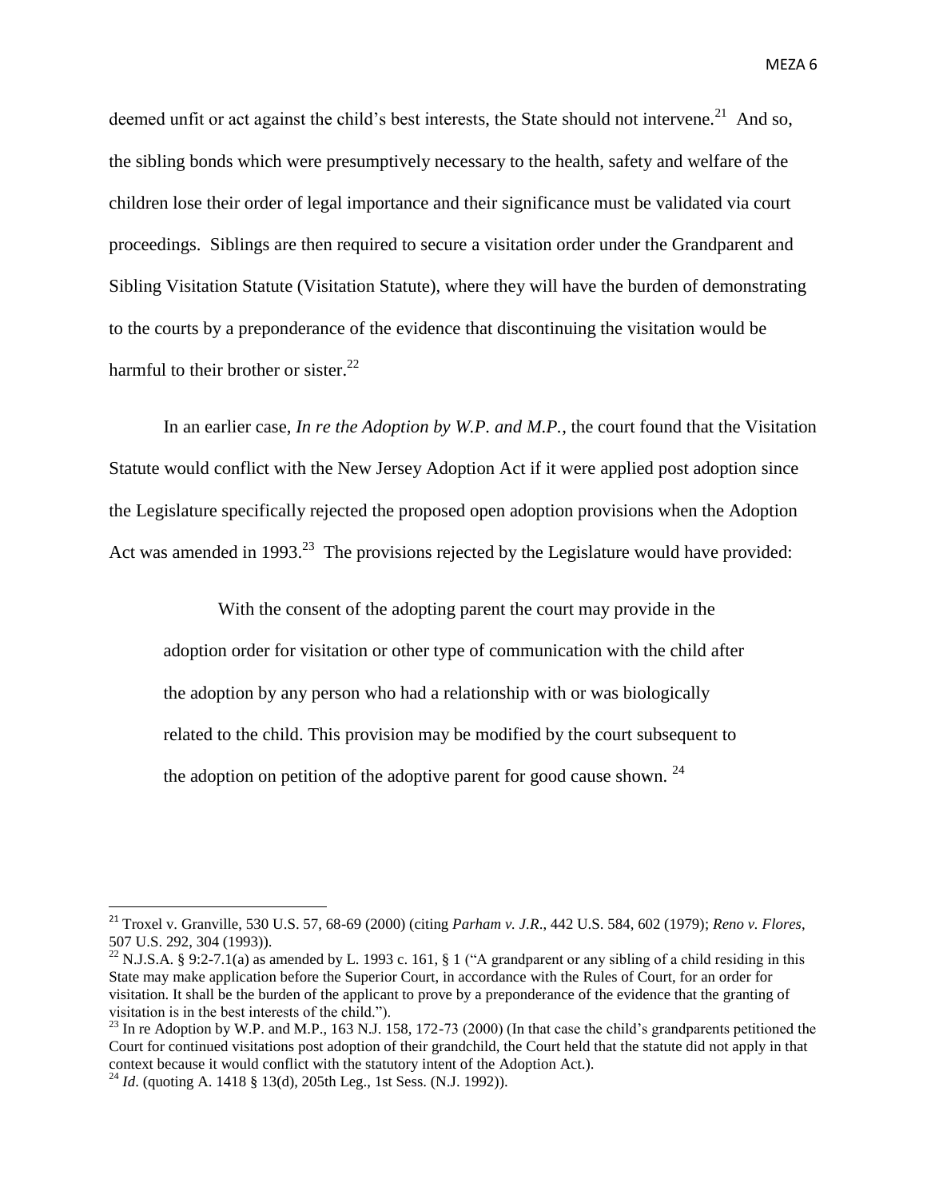deemed unfit or act against the child's best interests, the State should not intervene.[21] And so, the sibling bonds which were presumptively necessary to the health, safety and welfare of the children lose their order of legal importance and their significance must be validated via court proceedings. Siblings are then required to secure a visitation order under the Grandparent and Sibling Visitation Statute (Visitation Statute), where they will have the burden of demonstrating to the courts by a preponderance of the evidence that discontinuing the visitation would be harmful to their brother or sister.[22]

In an earlier case, *In re the Adoption by W.P. and M.P.*, the court found that the Visitation Statute would conflict with the New Jersey Adoption Act if it were applied post adoption since the Legislature specifically rejected the proposed open adoption provisions when the Adoption Act was amended in 1993.[23] The provisions rejected by the Legislature would have provided:

> With the consent of the adopting parent the court may provide in the adoption order for visitation or other type of communication with the child after the adoption by any person who had a relationship with or was biologically related to the child. This provision may be modified by the court subsequent to the adoption on petition of the adoptive parent for good cause shown. [24]

---

[21] Troxel v. Granville, 530 U.S. 57, 68-69 (2000) (citing *Parham v. J.R*., 442 U.S. 584, 602 (1979); *Reno v. Flores*, 507 U.S. 292, 304 (1993)).

[22] N.J.S.A. § 9:2-7.1(a) as amended by L. 1993 c. 161, § 1 ("A grandparent or any sibling of a child residing in this State may make application before the Superior Court, in accordance with the Rules of Court, for an order for visitation. It shall be the burden of the applicant to prove by a preponderance of the evidence that the granting of visitation is in the best interests of the child.").

[23] In re Adoption by W.P. and M.P., 163 N.J. 158, 172-73 (2000) (In that case the child's grandparents petitioned the Court for continued visitations post adoption of their grandchild, the Court held that the statute did not apply in that context because it would conflict with the statutory intent of the Adoption Act.).

[24] *Id*. (quoting A. 1418 § 13(d), 205th Leg., 1st Sess. (N.J. 1992)).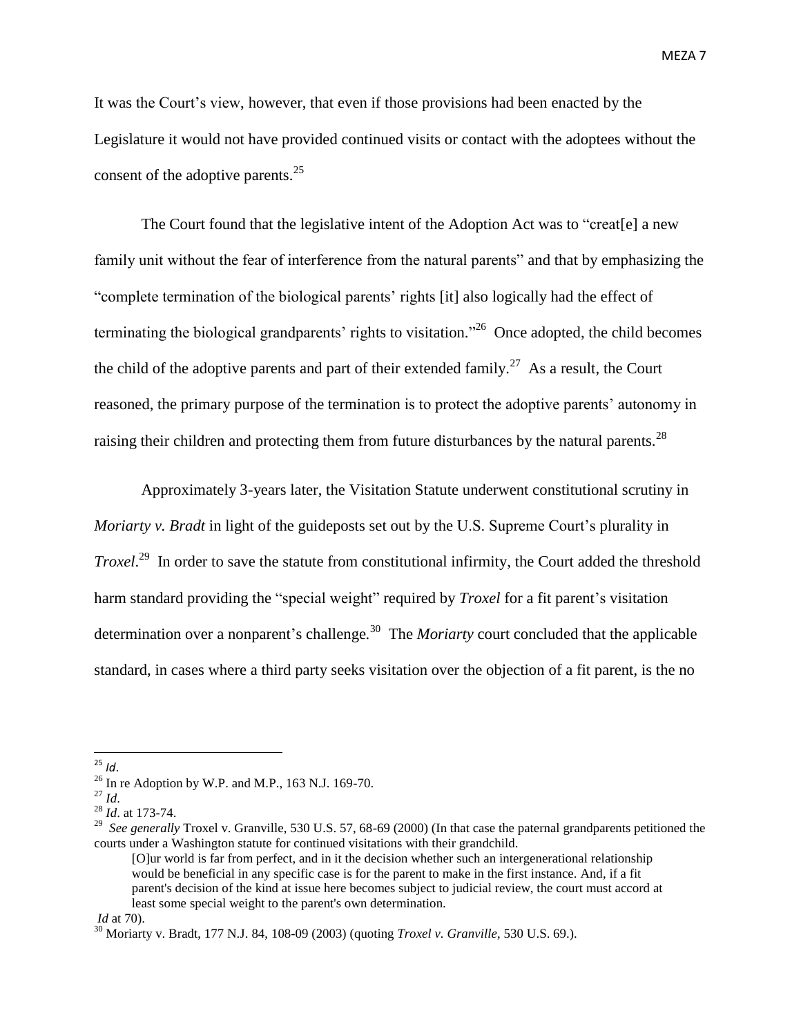It was the Court's view, however, that even if those provisions had been enacted by the Legislature it would not have provided continued visits or contact with the adoptees without the consent of the adoptive parents.[25]

The Court found that the legislative intent of the Adoption Act was to "creat[e] a new family unit without the fear of interference from the natural parents" and that by emphasizing the "complete termination of the biological parents' rights [it] also logically had the effect of terminating the biological grandparents' rights to visitation."[26] Once adopted, the child becomes the child of the adoptive parents and part of their extended family.[27] As a result, the Court reasoned, the primary purpose of the termination is to protect the adoptive parents' autonomy in raising their children and protecting them from future disturbances by the natural parents.[28]

Approximately 3-years later, the Visitation Statute underwent constitutional scrutiny in *Moriarty v. Bradt* in light of the guideposts set out by the U.S. Supreme Court's plurality in *Troxel*.[29] In order to save the statute from constitutional infirmity, the Court added the threshold harm standard providing the "special weight" required by *Troxel* for a fit parent's visitation determination over a nonparent's challenge.[30] The *Moriarty* court concluded that the applicable standard, in cases where a third party seeks visitation over the objection of a fit parent, is the no

---

[25] *Id*.

[26] In re Adoption by W.P. and M.P., 163 N.J. 169-70.

[27] *Id*.

[28] *Id*. at 173-74.

[29] *See generally* Troxel v. Granville, 530 U.S. 57, 68-69 (2000) (In that case the paternal grandparents petitioned the courts under a Washington statute for continued visitations with their grandchild.

> [O]ur world is far from perfect, and in it the decision whether such an intergenerational relationship would be beneficial in any specific case is for the parent to make in the first instance. And, if a fit parent's decision of the kind at issue here becomes subject to judicial review, the court must accord at least some special weight to the parent's own determination.

*Id* at 70).

[30] Moriarty v. Bradt, 177 N.J. 84, 108-09 (2003) (quoting *Troxel v. Granville*, 530 U.S. 69.).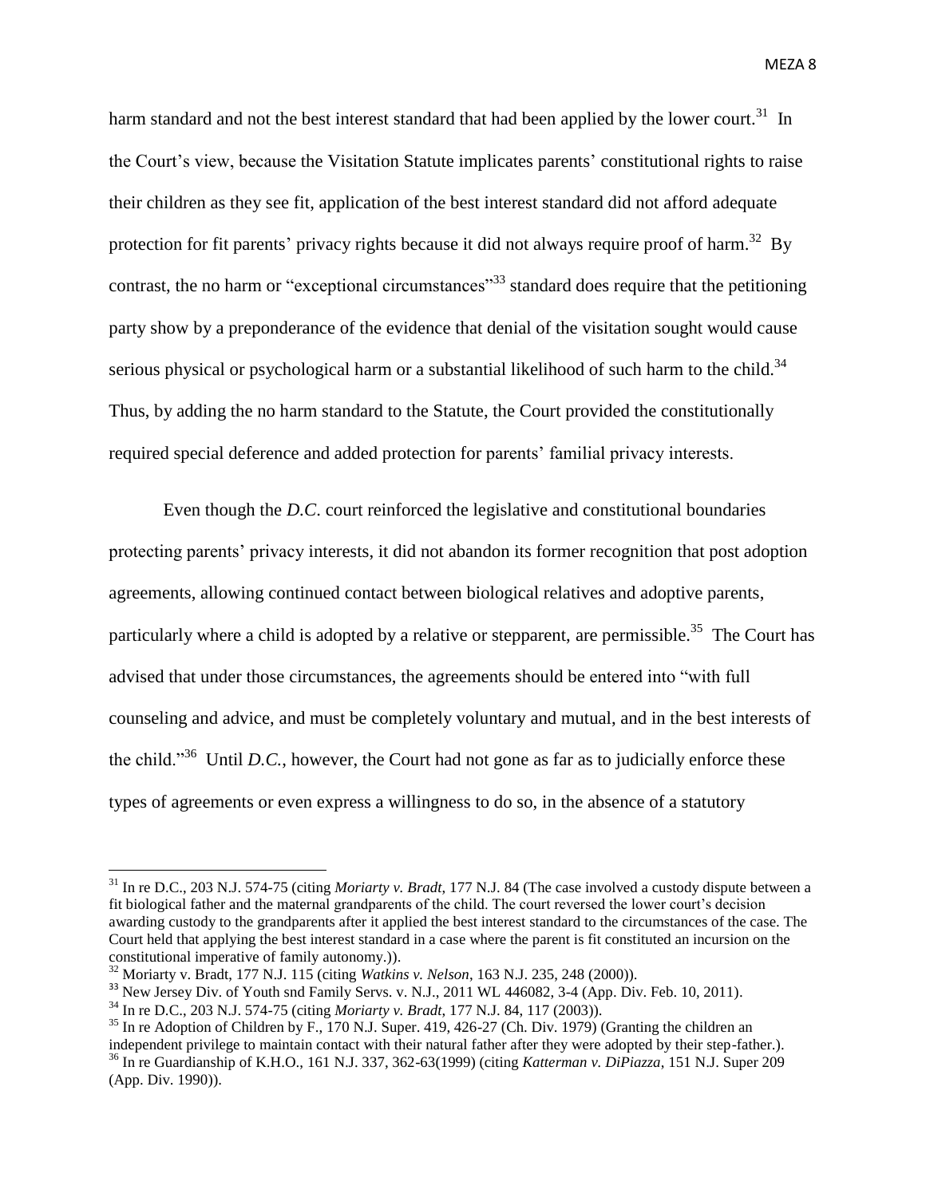harm standard and not the best interest standard that had been applied by the lower court.[31] In the Court's view, because the Visitation Statute implicates parents' constitutional rights to raise their children as they see fit, application of the best interest standard did not afford adequate protection for fit parents' privacy rights because it did not always require proof of harm.[32] By contrast, the no harm or "exceptional circumstances"[33] standard does require that the petitioning party show by a preponderance of the evidence that denial of the visitation sought would cause serious physical or psychological harm or a substantial likelihood of such harm to the child.[34] Thus, by adding the no harm standard to the Statute, the Court provided the constitutionally required special deference and added protection for parents' familial privacy interests.

Even though the *D.C*. court reinforced the legislative and constitutional boundaries protecting parents' privacy interests, it did not abandon its former recognition that post adoption agreements, allowing continued contact between biological relatives and adoptive parents, particularly where a child is adopted by a relative or stepparent, are permissible.[35] The Court has advised that under those circumstances, the agreements should be entered into "with full counseling and advice, and must be completely voluntary and mutual, and in the best interests of the child."[36] Until *D.C.*, however, the Court had not gone as far as to judicially enforce these types of agreements or even express a willingness to do so, in the absence of a statutory

---

[31] In re D.C., 203 N.J. 574-75 (citing *Moriarty v. Bradt*, 177 N.J. 84 (The case involved a custody dispute between a fit biological father and the maternal grandparents of the child. The court reversed the lower court's decision awarding custody to the grandparents after it applied the best interest standard to the circumstances of the case. The Court held that applying the best interest standard in a case where the parent is fit constituted an incursion on the constitutional imperative of family autonomy.)).

[32] Moriarty v. Bradt, 177 N.J. 115 (citing *Watkins v. Nelson*, 163 N.J. 235, 248 (2000)).

[33] New Jersey Div. of Youth snd Family Servs. v. N.J., 2011 WL 446082, 3-4 (App. Div. Feb. 10, 2011).

[34] In re D.C., 203 N.J. 574-75 (citing *Moriarty v. Bradt*, 177 N.J. 84, 117 (2003)).

[35] In re Adoption of Children by F., 170 N.J. Super. 419, 426-27 (Ch. Div. 1979) (Granting the children an independent privilege to maintain contact with their natural father after they were adopted by their step-father.).

[36] In re Guardianship of K.H.O., 161 N.J. 337, 362-63(1999) (citing *Katterman v. DiPiazza*, 151 N.J. Super 209 (App. Div. 1990)).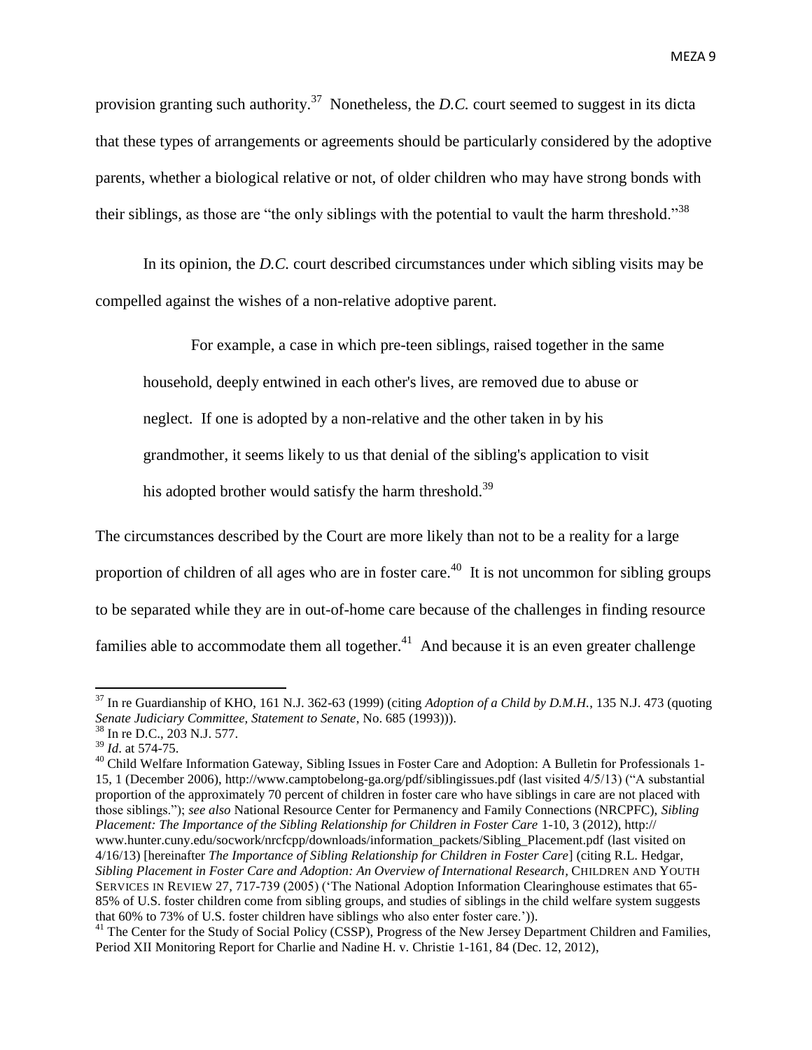provision granting such authority.[37] Nonetheless, the *D.C.* court seemed to suggest in its dicta that these types of arrangements or agreements should be particularly considered by the adoptive parents, whether a biological relative or not, of older children who may have strong bonds with their siblings, as those are "the only siblings with the potential to vault the harm threshold."[38]

In its opinion, the *D.C.* court described circumstances under which sibling visits may be compelled against the wishes of a non-relative adoptive parent.

> For example, a case in which pre-teen siblings, raised together in the same household, deeply entwined in each other's lives, are removed due to abuse or neglect. If one is adopted by a non-relative and the other taken in by his grandmother, it seems likely to us that denial of the sibling's application to visit his adopted brother would satisfy the harm threshold.[39]

The circumstances described by the Court are more likely than not to be a reality for a large proportion of children of all ages who are in foster care.[40] It is not uncommon for sibling groups to be separated while they are in out-of-home care because of the challenges in finding resource families able to accommodate them all together.[41] And because it is an even greater challenge

---

[37] In re Guardianship of KHO, 161 N.J. 362-63 (1999) (citing *Adoption of a Child by D.M.H.*, 135 N.J. 473 (quoting *Senate Judiciary Committee, Statement to Senate*, No. 685 (1993))).

[38] In re D.C., 203 N.J. 577.

[39] *Id*. at 574-75.

[40] Child Welfare Information Gateway, Sibling Issues in Foster Care and Adoption: A Bulletin for Professionals 1-15, 1 (December 2006), http://www.camptobelong-ga.org/pdf/siblingissues.pdf (last visited 4/5/13) ("A substantial proportion of the approximately 70 percent of children in foster care who have siblings in care are not placed with those siblings."); *see also* National Resource Center for Permanency and Family Connections (NRCPFC), *Sibling Placement: The Importance of the Sibling Relationship for Children in Foster Care* 1-10, 3 (2012), http:// www.hunter.cuny.edu/socwork/nrcfcpp/downloads/information_packets/Sibling_Placement.pdf (last visited on 4/16/13) [hereinafter *The Importance of Sibling Relationship for Children in Foster Care*] (citing R.L. Hedgar, *Sibling Placement in Foster Care and Adoption: An Overview of International Research*, CHILDREN AND YOUTH SERVICES IN REVIEW 27, 717-739 (2005) ('The National Adoption Information Clearinghouse estimates that 65-85% of U.S. foster children come from sibling groups, and studies of siblings in the child welfare system suggests that 60% to 73% of U.S. foster children have siblings who also enter foster care.')).

[41] The Center for the Study of Social Policy (CSSP), Progress of the New Jersey Department Children and Families, Period XII Monitoring Report for Charlie and Nadine H. v. Christie 1-161, 84 (Dec. 12, 2012),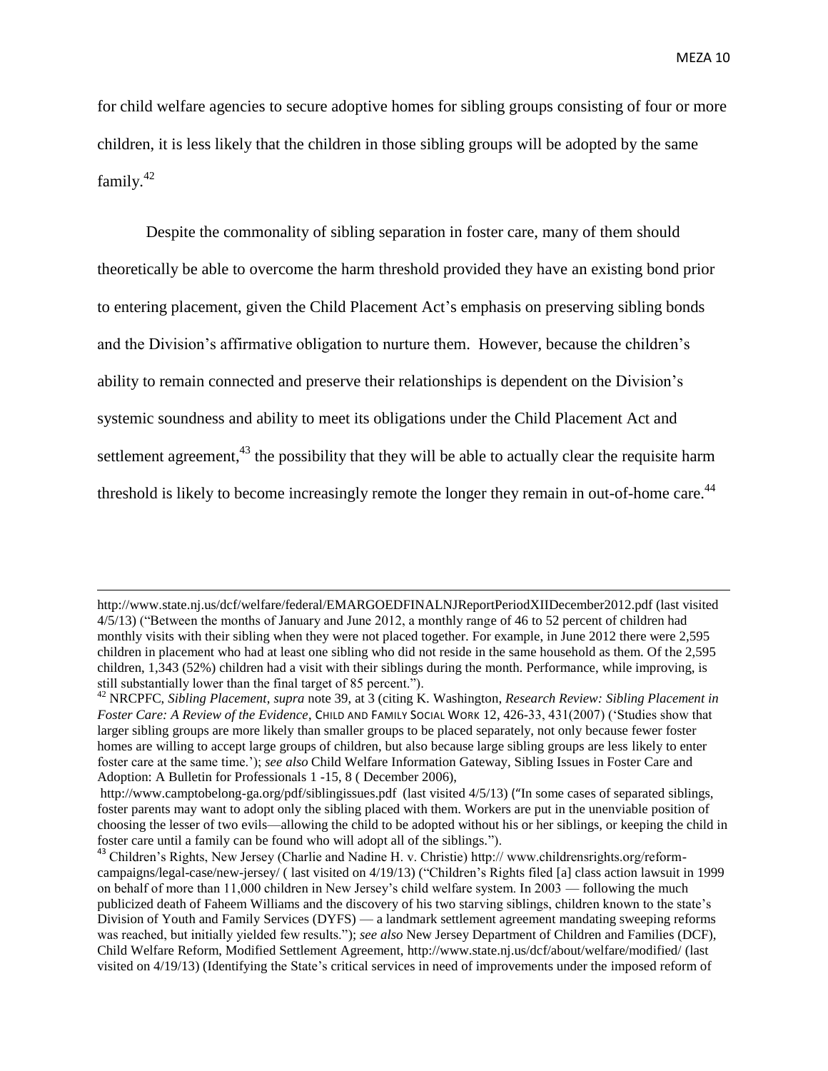for child welfare agencies to secure adoptive homes for sibling groups consisting of four or more children, it is less likely that the children in those sibling groups will be adopted by the same family.[42]

Despite the commonality of sibling separation in foster care, many of them should theoretically be able to overcome the harm threshold provided they have an existing bond prior to entering placement, given the Child Placement Act's emphasis on preserving sibling bonds and the Division's affirmative obligation to nurture them. However, because the children's ability to remain connected and preserve their relationships is dependent on the Division's systemic soundness and ability to meet its obligations under the Child Placement Act and settlement agreement,[43] the possibility that they will be able to actually clear the requisite harm threshold is likely to become increasingly remote the longer they remain in out-of-home care.[44]

---

http://www.state.nj.us/dcf/welfare/federal/EMARGOEDFINALNJReportPeriodXIIDecember2012.pdf (last visited 4/5/13) ("Between the months of January and June 2012, a monthly range of 46 to 52 percent of children had monthly visits with their sibling when they were not placed together. For example, in June 2012 there were 2,595 children in placement who had at least one sibling who did not reside in the same household as them. Of the 2,595 children, 1,343 (52%) children had a visit with their siblings during the month. Performance, while improving, is still substantially lower than the final target of 85 percent.").

[42] NRCPFC, *Sibling Placement*, *supra* note 39, at 3 (citing K. Washington, *Research Review: Sibling Placement in Foster Care: A Review of the Evidence*, CHILD AND FAMILY SOCIAL WORK 12, 426-33, 431(2007) ('Studies show that larger sibling groups are more likely than smaller groups to be placed separately, not only because fewer foster homes are willing to accept large groups of children, but also because large sibling groups are less likely to enter foster care at the same time.'); *see also* Child Welfare Information Gateway, Sibling Issues in Foster Care and Adoption: A Bulletin for Professionals 1 -15, 8 ( December 2006), http://www.camptobelong-ga.org/pdf/siblingissues.pdf (last visited 4/5/13) ("In some cases of separated siblings, foster parents may want to adopt only the sibling placed with them. Workers are put in the unenviable position of choosing the lesser of two evils—allowing the child to be adopted without his or her siblings, or keeping the child in foster care until a family can be found who will adopt all of the siblings.").

[43] Children's Rights, New Jersey (Charlie and Nadine H. v. Christie) http:// www.childrensrights.org/reform-campaigns/legal-case/new-jersey/ ( last visited on 4/19/13) ("Children's Rights filed [a] class action lawsuit in 1999 on behalf of more than 11,000 children in New Jersey's child welfare system. In 2003 — following the much publicized death of Faheem Williams and the discovery of his two starving siblings, children known to the state's Division of Youth and Family Services (DYFS) — a landmark settlement agreement mandating sweeping reforms was reached, but initially yielded few results."); *see also* New Jersey Department of Children and Families (DCF), Child Welfare Reform, Modified Settlement Agreement, http://www.state.nj.us/dcf/about/welfare/modified/ (last visited on 4/19/13) (Identifying the State's critical services in need of improvements under the imposed reform of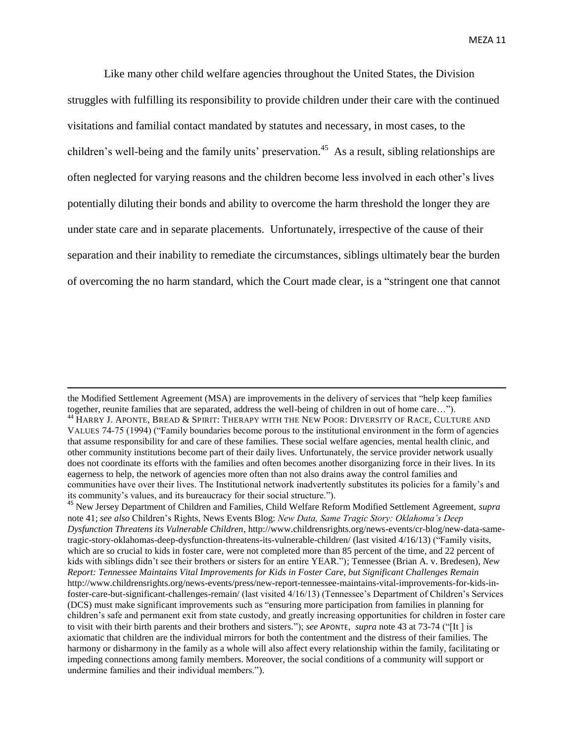Like many other child welfare agencies throughout the United States, the Division struggles with fulfilling its responsibility to provide children under their care with the continued visitations and familial contact mandated by statutes and necessary, in most cases, to the children's well-being and the family units' preservation.[45] As a result, sibling relationships are often neglected for varying reasons and the children become less involved in each other's lives potentially diluting their bonds and ability to overcome the harm threshold the longer they are under state care and in separate placements. Unfortunately, irrespective of the cause of their separation and their inability to remediate the circumstances, siblings ultimately bear the burden of overcoming the no harm standard, which the Court made clear, is a "stringent one that cannot

---

the Modified Settlement Agreement (MSA) are improvements in the delivery of services that "help keep families together, reunite families that are separated, address the well-being of children in out of home care…").

[44] HARRY J. APONTE, BREAD & SPIRIT: THERAPY WITH THE NEW POOR: DIVERSITY OF RACE, CULTURE AND VALUES 74-75 (1994) ("Family boundaries become porous to the institutional environment in the form of agencies that assume responsibility for and care of these families. These social welfare agencies, mental health clinic, and other community institutions become part of their daily lives. Unfortunately, the service provider network usually does not coordinate its efforts with the families and often becomes another disorganizing force in their lives. In its eagerness to help, the network of agencies more often than not also drains away the control families and communities have over their lives. The Institutional network inadvertently substitutes its policies for a family's and its community's values, and its bureaucracy for their social structure.").

[45] New Jersey Department of Children and Families, Child Welfare Reform Modified Settlement Agreement, *supra* note 41; *see also* Children's Rights, News Events Blog: *New Data, Same Tragic Story: Oklahoma's Deep Dysfunction Threatens its Vulnerable Children*, http://www.childrensrights.org/news-events/cr-blog/new-data-same-tragic-story-oklahomas-deep-dysfunction-threatens-its-vulnerable-children/ (last visited 4/16/13) ("Family visits, which are so crucial to kids in foster care, were not completed more than 85 percent of the time, and 22 percent of kids with siblings didn't see their brothers or sisters for an entire YEAR."); Tennessee (Brian A. v. Bredesen), *New Report: Tennessee Maintains Vital Improvements for Kids in Foster Care, but Significant Challenges Remain* http://www.childrensrights.org/news-events/press/new-report-tennessee-maintains-vital-improvements-for-kids-in-foster-care-but-significant-challenges-remain/ (last visited 4/16/13) (Tennessee's Department of Children's Services (DCS) must make significant improvements such as "ensuring more participation from families in planning for children's safe and permanent exit from state custody, and greatly increasing opportunities for children in foster care to visit with their birth parents and their brothers and sisters."); *see* APONTE, *supra* note 43 at 73-74 ("[It ] is axiomatic that children are the individual mirrors for both the contentment and the distress of their families. The harmony or disharmony in the family as a whole will also affect every relationship within the family, facilitating or impeding connections among family members. Moreover, the social conditions of a community will support or undermine families and their individual members.").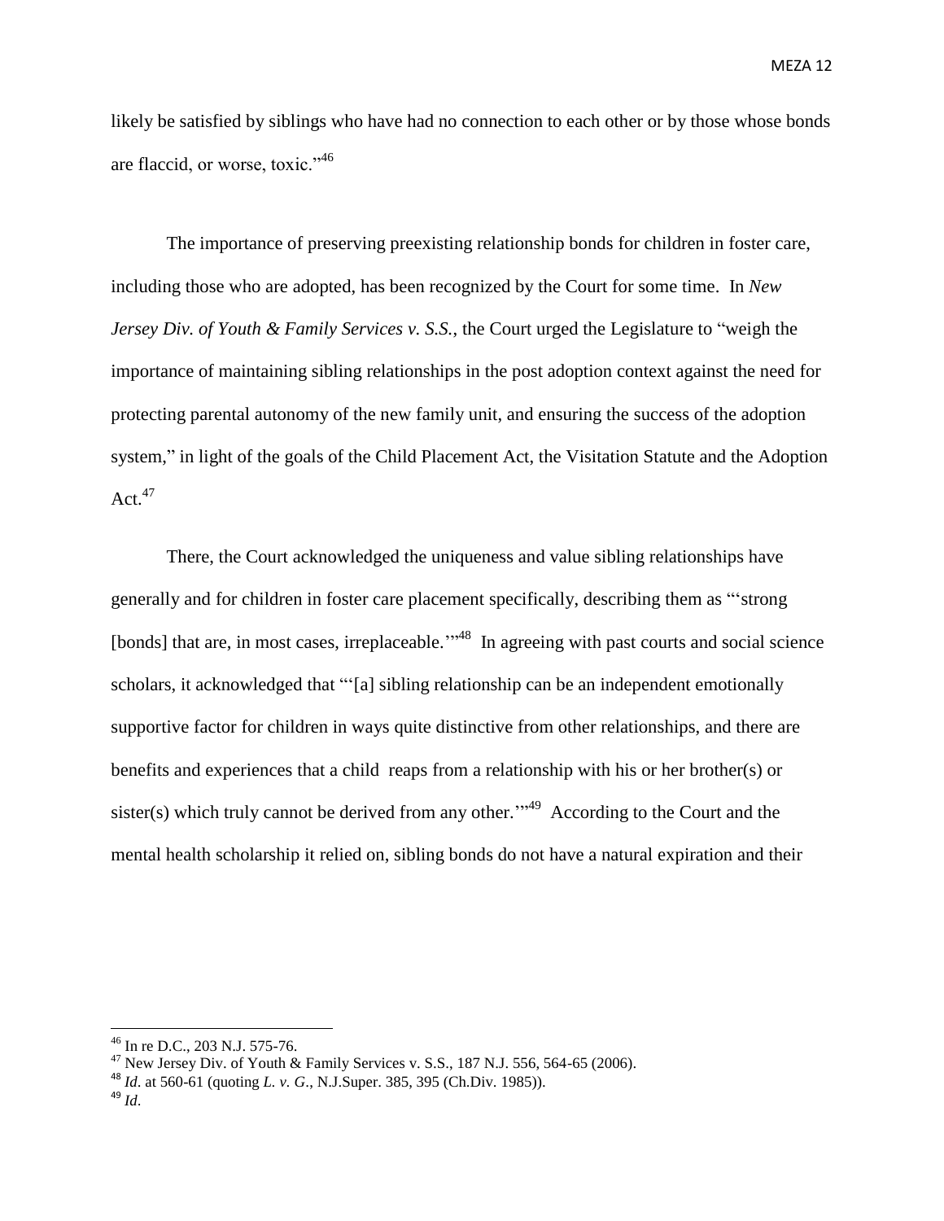likely be satisfied by siblings who have had no connection to each other or by those whose bonds are flaccid, or worse, toxic."[46]

The importance of preserving preexisting relationship bonds for children in foster care, including those who are adopted, has been recognized by the Court for some time. In *New Jersey Div. of Youth & Family Services v. S.S.*, the Court urged the Legislature to "weigh the importance of maintaining sibling relationships in the post adoption context against the need for protecting parental autonomy of the new family unit, and ensuring the success of the adoption system," in light of the goals of the Child Placement Act, the Visitation Statute and the Adoption Act.[47]

There, the Court acknowledged the uniqueness and value sibling relationships have generally and for children in foster care placement specifically, describing them as "'strong [bonds] that are, in most cases, irreplaceable.'"[48] In agreeing with past courts and social science scholars, it acknowledged that "'[a] sibling relationship can be an independent emotionally supportive factor for children in ways quite distinctive from other relationships, and there are benefits and experiences that a child reaps from a relationship with his or her brother(s) or sister(s) which truly cannot be derived from any other.'"[49] According to the Court and the mental health scholarship it relied on, sibling bonds do not have a natural expiration and their

---

[46] In re D.C., 203 N.J. 575-76.

[47] New Jersey Div. of Youth & Family Services v. S.S., 187 N.J. 556, 564-65 (2006).

[48] *Id*. at 560-61 (quoting *L. v. G*., N.J.Super. 385, 395 (Ch.Div. 1985)).

[49] *Id*.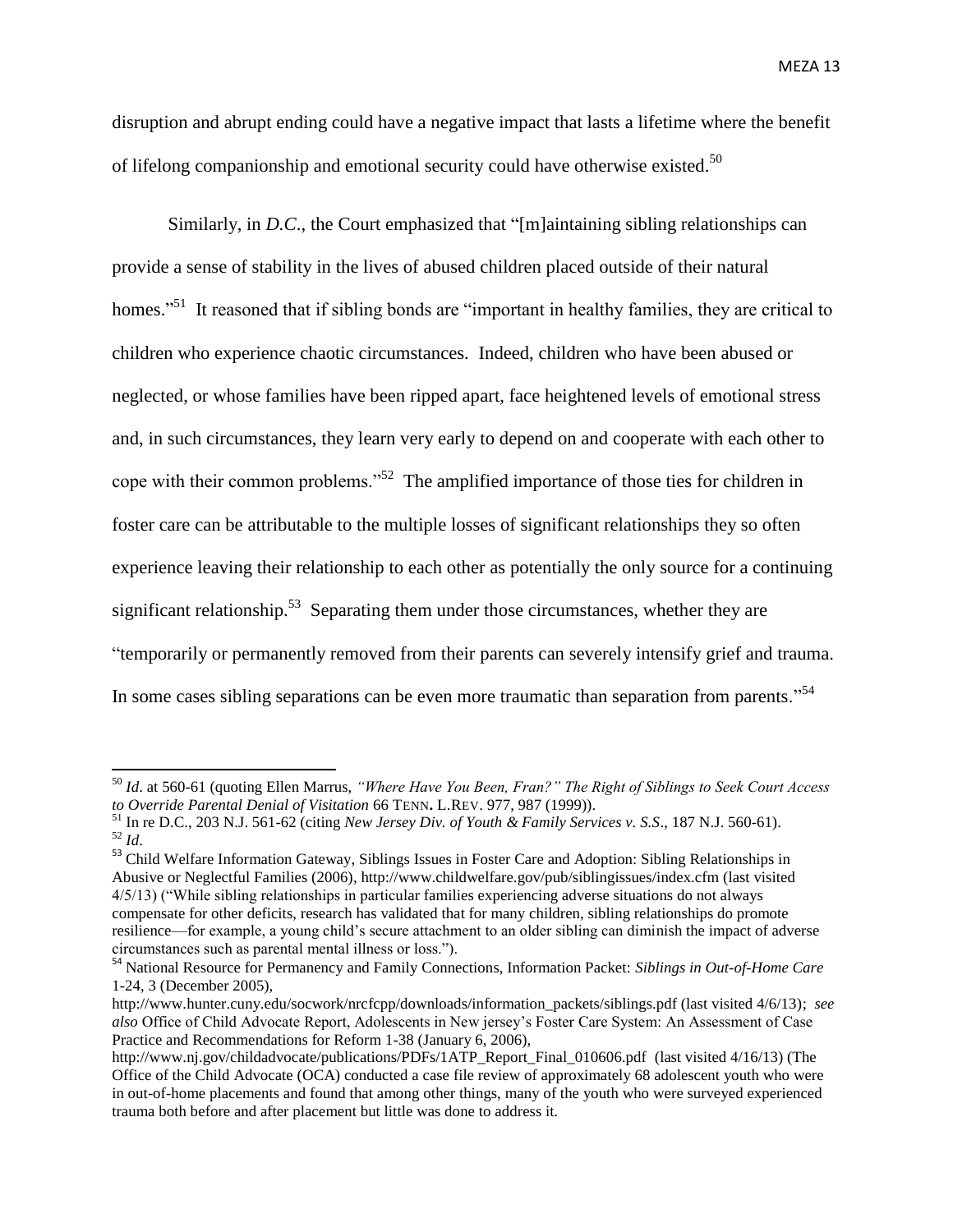disruption and abrupt ending could have a negative impact that lasts a lifetime where the benefit of lifelong companionship and emotional security could have otherwise existed.[50]

Similarly, in *D.C*., the Court emphasized that "[m]aintaining sibling relationships can provide a sense of stability in the lives of abused children placed outside of their natural homes."[51] It reasoned that if sibling bonds are "important in healthy families, they are critical to children who experience chaotic circumstances. Indeed, children who have been abused or neglected, or whose families have been ripped apart, face heightened levels of emotional stress and, in such circumstances, they learn very early to depend on and cooperate with each other to cope with their common problems."[52] The amplified importance of those ties for children in foster care can be attributable to the multiple losses of significant relationships they so often experience leaving their relationship to each other as potentially the only source for a continuing significant relationship.[53] Separating them under those circumstances, whether they are "temporarily or permanently removed from their parents can severely intensify grief and trauma. In some cases sibling separations can be even more traumatic than separation from parents."[54]

---

[50] *Id*. at 560-61 (quoting Ellen Marrus, *"Where Have You Been, Fran?" The Right of Siblings to Seek Court Access to Override Parental Denial of Visitation* 66 TENN**.** L.REV. 977, 987 (1999)).

[51] In re D.C., 203 N.J. 561-62 (citing *New Jersey Div. of Youth & Family Services v. S.S*., 187 N.J. 560-61).

[52] *Id*.

[53] Child Welfare Information Gateway, Siblings Issues in Foster Care and Adoption: Sibling Relationships in Abusive or Neglectful Families (2006), http://www.childwelfare.gov/pub/siblingissues/index.cfm (last visited 4/5/13) ("While sibling relationships in particular families experiencing adverse situations do not always compensate for other deficits, research has validated that for many children, sibling relationships do promote resilience—for example, a young child's secure attachment to an older sibling can diminish the impact of adverse circumstances such as parental mental illness or loss.").

[54] National Resource for Permanency and Family Connections, Information Packet: *Siblings in Out-of-Home Care* 1-24, 3 (December 2005), http://www.hunter.cuny.edu/socwork/nrcfcpp/downloads/information_packets/siblings.pdf (last visited 4/6/13); *see also* Office of Child Advocate Report, Adolescents in New jersey's Foster Care System: An Assessment of Case Practice and Recommendations for Reform 1-38 (January 6, 2006), http://www.nj.gov/childadvocate/publications/PDFs/1ATP_Report_Final_010606.pdf (last visited 4/16/13) (The Office of the Child Advocate (OCA) conducted a case file review of approximately 68 adolescent youth who were in out-of-home placements and found that among other things, many of the youth who were surveyed experienced trauma both before and after placement but little was done to address it.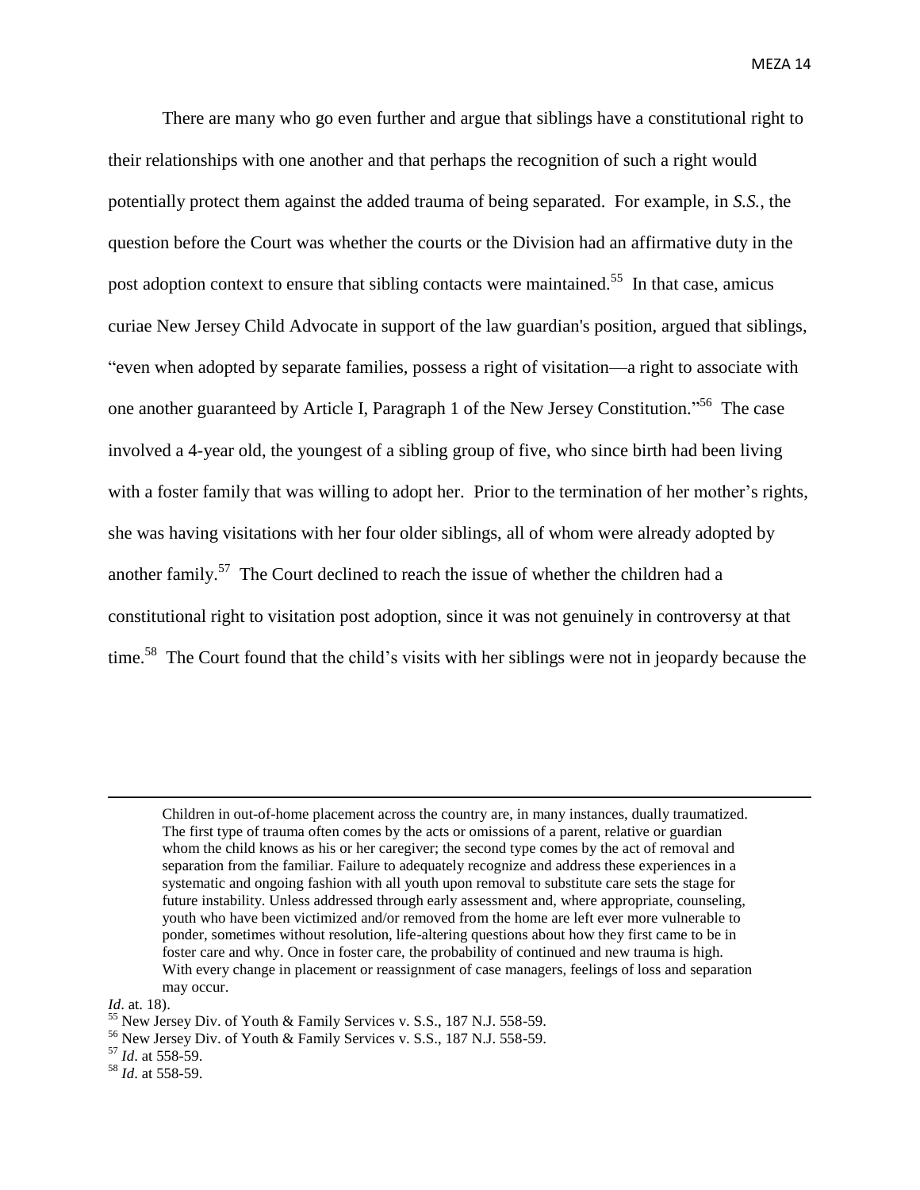There are many who go even further and argue that siblings have a constitutional right to their relationships with one another and that perhaps the recognition of such a right would potentially protect them against the added trauma of being separated. For example, in *S.S.*, the question before the Court was whether the courts or the Division had an affirmative duty in the post adoption context to ensure that sibling contacts were maintained.[55] In that case, amicus curiae New Jersey Child Advocate in support of the law guardian's position, argued that siblings, "even when adopted by separate families, possess a right of visitation—a right to associate with one another guaranteed by Article I, Paragraph 1 of the New Jersey Constitution."[56] The case involved a 4-year old, the youngest of a sibling group of five, who since birth had been living with a foster family that was willing to adopt her. Prior to the termination of her mother's rights, she was having visitations with her four older siblings, all of whom were already adopted by another family.[57] The Court declined to reach the issue of whether the children had a constitutional right to visitation post adoption, since it was not genuinely in controversy at that time.[58] The Court found that the child's visits with her siblings were not in jeopardy because the

---

> Children in out-of-home placement across the country are, in many instances, dually traumatized. The first type of trauma often comes by the acts or omissions of a parent, relative or guardian whom the child knows as his or her caregiver; the second type comes by the act of removal and separation from the familiar. Failure to adequately recognize and address these experiences in a systematic and ongoing fashion with all youth upon removal to substitute care sets the stage for future instability. Unless addressed through early assessment and, where appropriate, counseling, youth who have been victimized and/or removed from the home are left ever more vulnerable to ponder, sometimes without resolution, life-altering questions about how they first came to be in foster care and why. Once in foster care, the probability of continued and new trauma is high. With every change in placement or reassignment of case managers, feelings of loss and separation may occur.

*Id*. at. 18).

[55] New Jersey Div. of Youth & Family Services v. S.S., 187 N.J. 558-59.

[56] New Jersey Div. of Youth & Family Services v. S.S., 187 N.J. 558-59.

[57] *Id*. at 558-59.

[58] *Id*. at 558-59.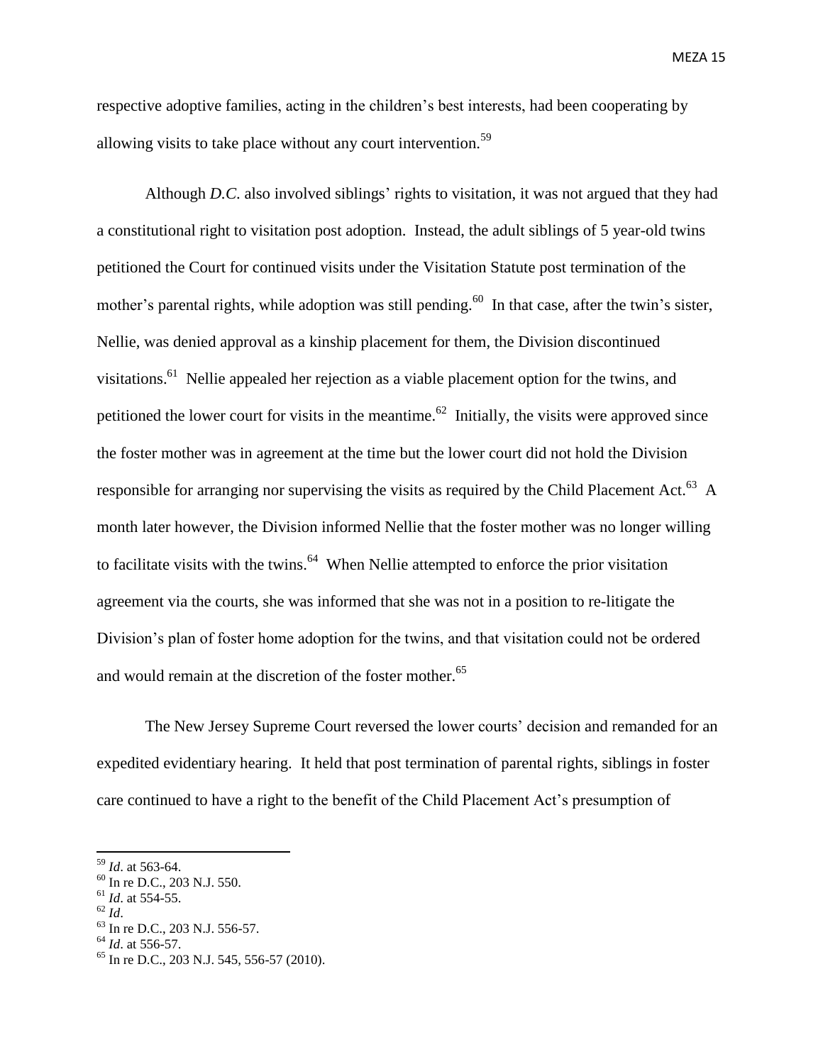respective adoptive families, acting in the children's best interests, had been cooperating by allowing visits to take place without any court intervention.[59]

Although *D.C.* also involved siblings' rights to visitation, it was not argued that they had a constitutional right to visitation post adoption. Instead, the adult siblings of 5 year-old twins petitioned the Court for continued visits under the Visitation Statute post termination of the mother's parental rights, while adoption was still pending.[60] In that case, after the twin's sister, Nellie, was denied approval as a kinship placement for them, the Division discontinued visitations.[61] Nellie appealed her rejection as a viable placement option for the twins, and petitioned the lower court for visits in the meantime.[62] Initially, the visits were approved since the foster mother was in agreement at the time but the lower court did not hold the Division responsible for arranging nor supervising the visits as required by the Child Placement Act.[63] A month later however, the Division informed Nellie that the foster mother was no longer willing to facilitate visits with the twins.[64] When Nellie attempted to enforce the prior visitation agreement via the courts, she was informed that she was not in a position to re-litigate the Division's plan of foster home adoption for the twins, and that visitation could not be ordered and would remain at the discretion of the foster mother.[65]

The New Jersey Supreme Court reversed the lower courts' decision and remanded for an expedited evidentiary hearing. It held that post termination of parental rights, siblings in foster care continued to have a right to the benefit of the Child Placement Act's presumption of

---

[59] *Id*. at 563-64.

[60] In re D.C., 203 N.J. 550.

[61] *Id*. at 554-55.

[62] *Id*.

[63] In re D.C., 203 N.J. 556-57.

[64] *Id*. at 556-57.

[65] In re D.C., 203 N.J. 545, 556-57 (2010).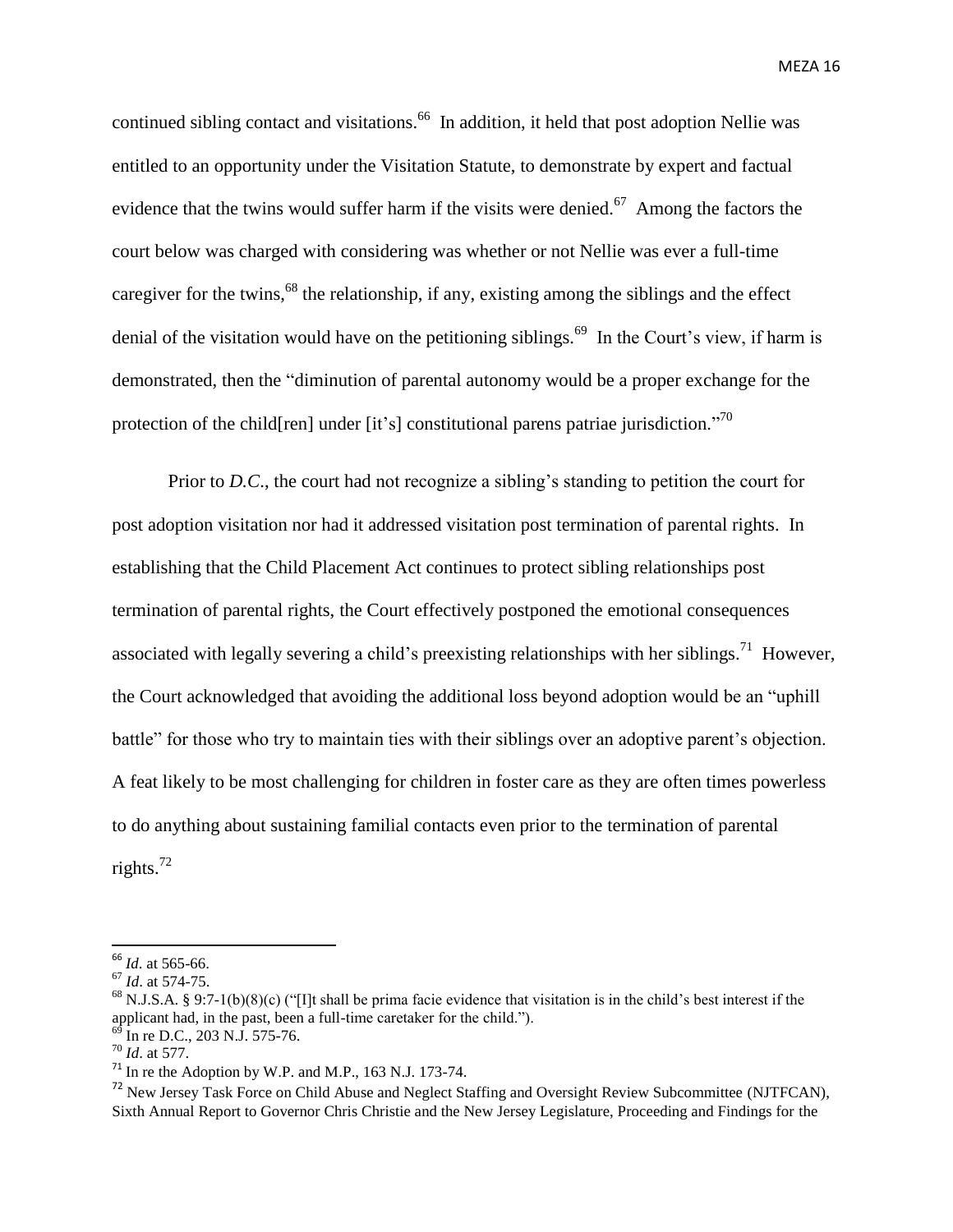continued sibling contact and visitations.[66] In addition, it held that post adoption Nellie was entitled to an opportunity under the Visitation Statute, to demonstrate by expert and factual evidence that the twins would suffer harm if the visits were denied.[67] Among the factors the court below was charged with considering was whether or not Nellie was ever a full-time caregiver for the twins,[68] the relationship, if any, existing among the siblings and the effect denial of the visitation would have on the petitioning siblings.[69] In the Court's view, if harm is demonstrated, then the "diminution of parental autonomy would be a proper exchange for the protection of the child[ren] under [it's] constitutional parens patriae jurisdiction."[70]

Prior to *D.C.*, the court had not recognize a sibling's standing to petition the court for post adoption visitation nor had it addressed visitation post termination of parental rights. In establishing that the Child Placement Act continues to protect sibling relationships post termination of parental rights, the Court effectively postponed the emotional consequences associated with legally severing a child's preexisting relationships with her siblings.[71] However, the Court acknowledged that avoiding the additional loss beyond adoption would be an "uphill battle" for those who try to maintain ties with their siblings over an adoptive parent's objection. A feat likely to be most challenging for children in foster care as they are often times powerless to do anything about sustaining familial contacts even prior to the termination of parental rights.[72]

---

[66] *Id*. at 565-66.

[67] *Id*. at 574-75.

[68] N.J.S.A. § 9:7-1(b)(8)(c) ("[I]t shall be prima facie evidence that visitation is in the child's best interest if the applicant had, in the past, been a full-time caretaker for the child.").

[69] In re D.C., 203 N.J. 575-76.

[70] *Id*. at 577.

[71] In re the Adoption by W.P. and M.P., 163 N.J. 173-74.

[72] New Jersey Task Force on Child Abuse and Neglect Staffing and Oversight Review Subcommittee (NJTFCAN), Sixth Annual Report to Governor Chris Christie and the New Jersey Legislature, Proceeding and Findings for the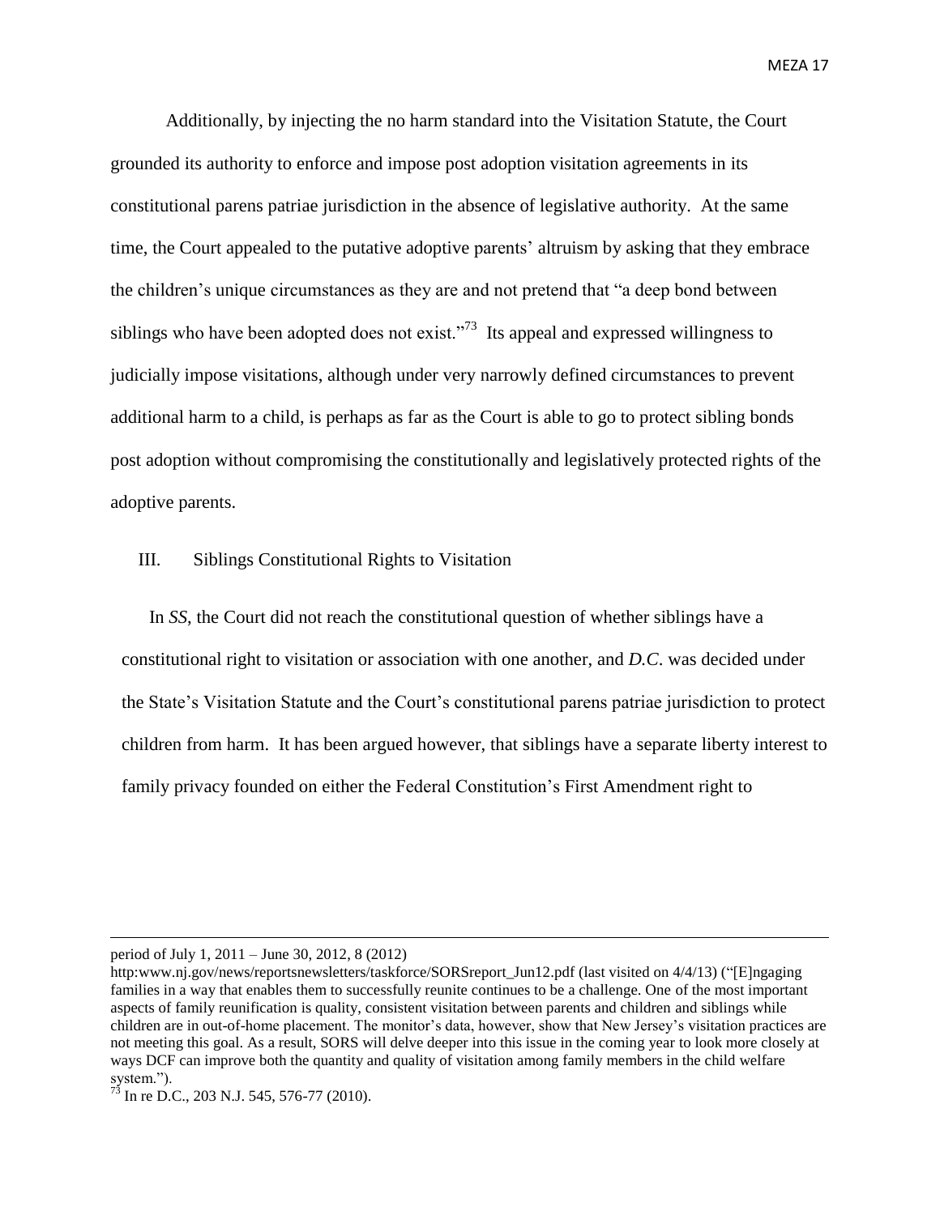Additionally, by injecting the no harm standard into the Visitation Statute, the Court grounded its authority to enforce and impose post adoption visitation agreements in its constitutional parens patriae jurisdiction in the absence of legislative authority. At the same time, the Court appealed to the putative adoptive parents' altruism by asking that they embrace the children's unique circumstances as they are and not pretend that "a deep bond between siblings who have been adopted does not exist."[73] Its appeal and expressed willingness to judicially impose visitations, although under very narrowly defined circumstances to prevent additional harm to a child, is perhaps as far as the Court is able to go to protect sibling bonds post adoption without compromising the constitutionally and legislatively protected rights of the adoptive parents.

## III. Siblings Constitutional Rights to Visitation

In *SS*, the Court did not reach the constitutional question of whether siblings have a constitutional right to visitation or association with one another, and *D.C.* was decided under the State's Visitation Statute and the Court's constitutional parens patriae jurisdiction to protect children from harm. It has been argued however, that siblings have a separate liberty interest to family privacy founded on either the Federal Constitution's First Amendment right to

---

period of July 1, 2011 – June 30, 2012, 8 (2012) http:www.nj.gov/news/reportsnewsletters/taskforce/SORSreport_Jun12.pdf (last visited on 4/4/13) ("[E]ngaging families in a way that enables them to successfully reunite continues to be a challenge. One of the most important aspects of family reunification is quality, consistent visitation between parents and children and siblings while children are in out-of-home placement. The monitor's data, however, show that New Jersey's visitation practices are not meeting this goal. As a result, SORS will delve deeper into this issue in the coming year to look more closely at ways DCF can improve both the quantity and quality of visitation among family members in the child welfare system.").

[73] In re D.C., 203 N.J. 545, 576-77 (2010).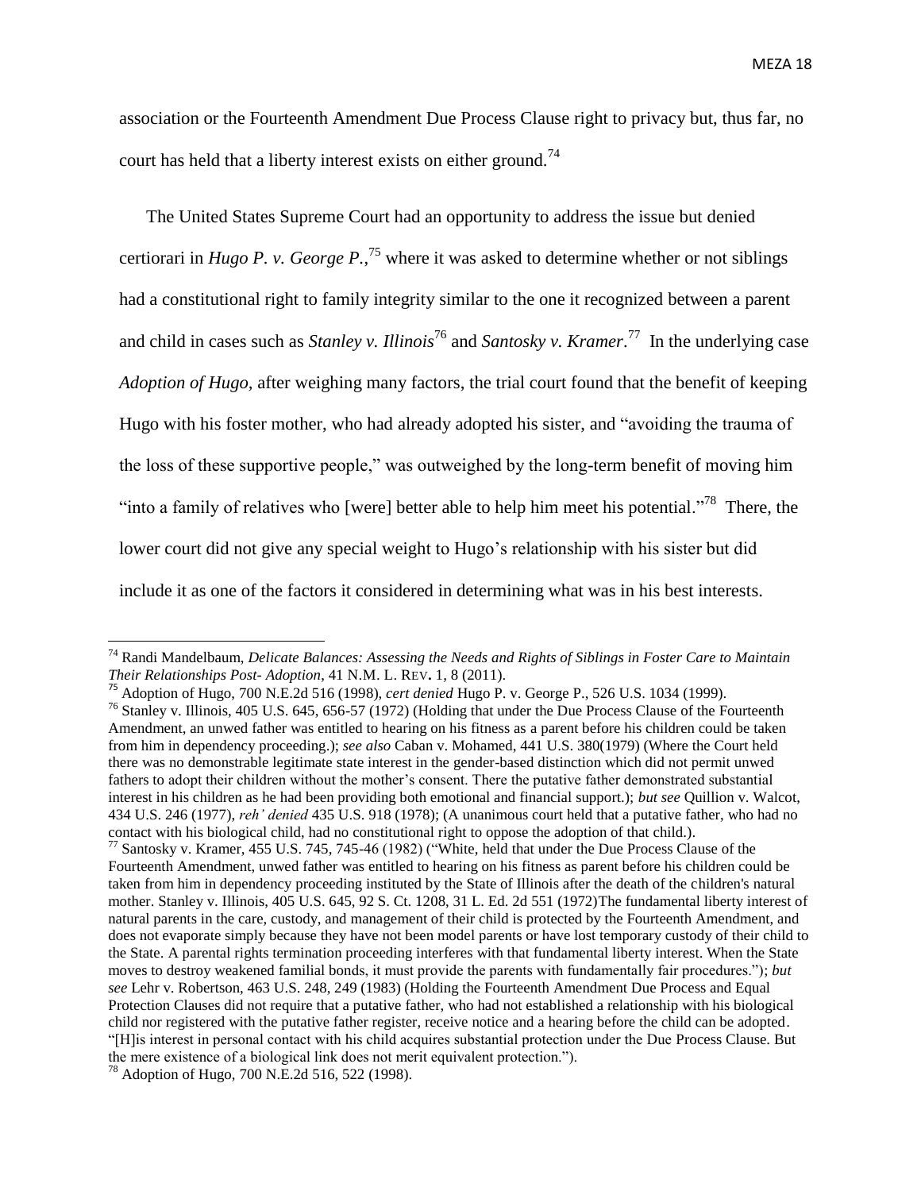association or the Fourteenth Amendment Due Process Clause right to privacy but, thus far, no court has held that a liberty interest exists on either ground.[74]

The United States Supreme Court had an opportunity to address the issue but denied certiorari in *Hugo P. v. George P.*,[75] where it was asked to determine whether or not siblings had a constitutional right to family integrity similar to the one it recognized between a parent and child in cases such as *Stanley v. Illinois*[76] and *Santosky v. Kramer*.[77] In the underlying case *Adoption of Hugo*, after weighing many factors, the trial court found that the benefit of keeping Hugo with his foster mother, who had already adopted his sister, and "avoiding the trauma of the loss of these supportive people," was outweighed by the long-term benefit of moving him "into a family of relatives who [were] better able to help him meet his potential."[78] There, the lower court did not give any special weight to Hugo's relationship with his sister but did include it as one of the factors it considered in determining what was in his best interests.

---

[74] Randi Mandelbaum, *Delicate Balances: Assessing the Needs and Rights of Siblings in Foster Care to Maintain Their Relationships Post- Adoption*, 41 N.M. L. REV. 1, 8 (2011).

[75] Adoption of Hugo, 700 N.E.2d 516 (1998), *cert denied* Hugo P. v. George P., 526 U.S. 1034 (1999).

[76] Stanley v. Illinois, 405 U.S. 645, 656-57 (1972) (Holding that under the Due Process Clause of the Fourteenth Amendment, an unwed father was entitled to hearing on his fitness as a parent before his children could be taken from him in dependency proceeding.); *see also* Caban v. Mohamed, 441 U.S. 380(1979) (Where the Court held there was no demonstrable legitimate state interest in the gender-based distinction which did not permit unwed fathers to adopt their children without the mother's consent. There the putative father demonstrated substantial interest in his children as he had been providing both emotional and financial support.); *but see* Quillion v. Walcot, 434 U.S. 246 (1977), *reh' denied* 435 U.S. 918 (1978); (A unanimous court held that a putative father, who had no contact with his biological child, had no constitutional right to oppose the adoption of that child.).

[77] Santosky v. Kramer, 455 U.S. 745, 745-46 (1982) ("White, held that under the Due Process Clause of the Fourteenth Amendment, unwed father was entitled to hearing on his fitness as parent before his children could be taken from him in dependency proceeding instituted by the State of Illinois after the death of the children's natural mother. Stanley v. Illinois, 405 U.S. 645, 92 S. Ct. 1208, 31 L. Ed. 2d 551 (1972)The fundamental liberty interest of natural parents in the care, custody, and management of their child is protected by the Fourteenth Amendment, and does not evaporate simply because they have not been model parents or have lost temporary custody of their child to the State. A parental rights termination proceeding interferes with that fundamental liberty interest. When the State moves to destroy weakened familial bonds, it must provide the parents with fundamentally fair procedures."); *but see* Lehr v. Robertson, 463 U.S. 248, 249 (1983) (Holding the Fourteenth Amendment Due Process and Equal Protection Clauses did not require that a putative father, who had not established a relationship with his biological child nor registered with the putative father register, receive notice and a hearing before the child can be adopted. "[H]is interest in personal contact with his child acquires substantial protection under the Due Process Clause. But the mere existence of a biological link does not merit equivalent protection.").

[78] Adoption of Hugo, 700 N.E.2d 516, 522 (1998).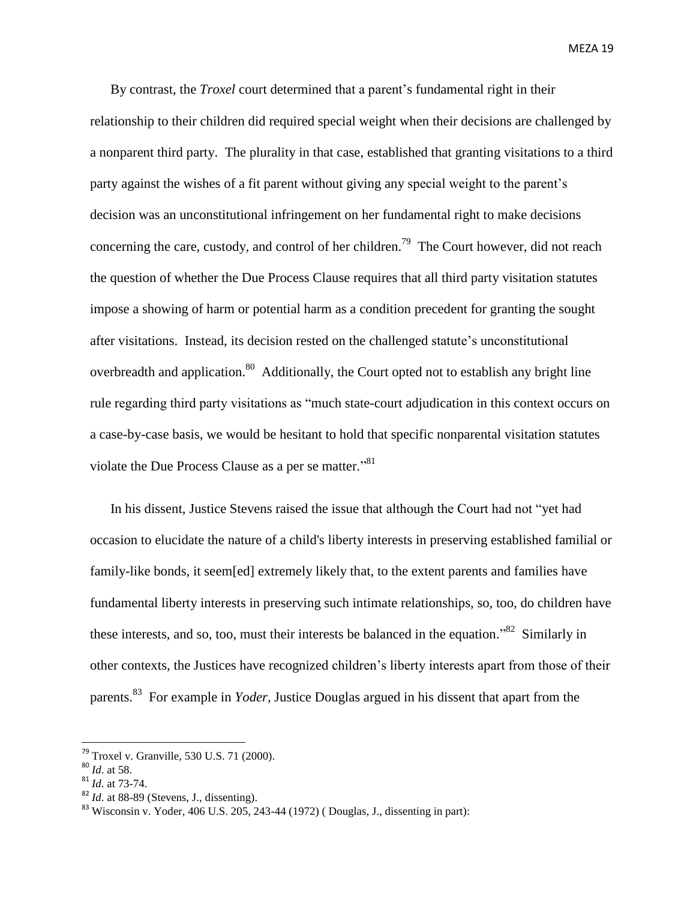By contrast, the *Troxel* court determined that a parent's fundamental right in their relationship to their children did required special weight when their decisions are challenged by a nonparent third party. The plurality in that case, established that granting visitations to a third party against the wishes of a fit parent without giving any special weight to the parent's decision was an unconstitutional infringement on her fundamental right to make decisions concerning the care, custody, and control of her children.[79] The Court however, did not reach the question of whether the Due Process Clause requires that all third party visitation statutes impose a showing of harm or potential harm as a condition precedent for granting the sought after visitations. Instead, its decision rested on the challenged statute's unconstitutional overbreadth and application.[80] Additionally, the Court opted not to establish any bright line rule regarding third party visitations as "much state-court adjudication in this context occurs on a case-by-case basis, we would be hesitant to hold that specific nonparental visitation statutes violate the Due Process Clause as a per se matter."[81]

In his dissent, Justice Stevens raised the issue that although the Court had not "yet had occasion to elucidate the nature of a child's liberty interests in preserving established familial or family-like bonds, it seem[ed] extremely likely that, to the extent parents and families have fundamental liberty interests in preserving such intimate relationships, so, too, do children have these interests, and so, too, must their interests be balanced in the equation."[82] Similarly in other contexts, the Justices have recognized children's liberty interests apart from those of their parents.[83] For example in *Yoder,* Justice Douglas argued in his dissent that apart from the

---

[79] Troxel v. Granville, 530 U.S. 71 (2000).

[80] *Id.* at 58.

[81] *Id.* at 73-74.

[82] *Id.* at 88-89 (Stevens, J., dissenting).

[83] Wisconsin v. Yoder, 406 U.S. 205, 243-44 (1972) ( Douglas, J., dissenting in part):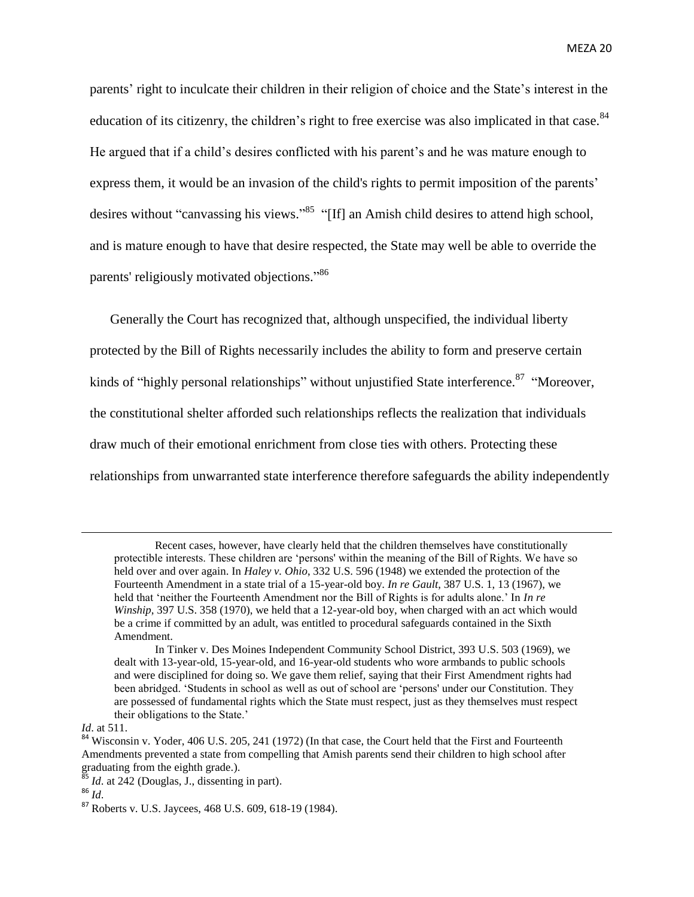parents' right to inculcate their children in their religion of choice and the State's interest in the education of its citizenry, the children's right to free exercise was also implicated in that case.[84] He argued that if a child's desires conflicted with his parent's and he was mature enough to express them, it would be an invasion of the child's rights to permit imposition of the parents' desires without "canvassing his views."[85] "[If] an Amish child desires to attend high school, and is mature enough to have that desire respected, the State may well be able to override the parents' religiously motivated objections."[86]

Generally the Court has recognized that, although unspecified, the individual liberty protected by the Bill of Rights necessarily includes the ability to form and preserve certain kinds of "highly personal relationships" without unjustified State interference.[87] "Moreover, the constitutional shelter afforded such relationships reflects the realization that individuals draw much of their emotional enrichment from close ties with others. Protecting these relationships from unwarranted state interference therefore safeguards the ability independently

---

> Recent cases, however, have clearly held that the children themselves have constitutionally protectible interests. These children are 'persons' within the meaning of the Bill of Rights. We have so held over and over again. In *Haley v. Ohio*, 332 U.S. 596 (1948) we extended the protection of the Fourteenth Amendment in a state trial of a 15-year-old boy. *In re Gault*, 387 U.S. 1, 13 (1967), we held that 'neither the Fourteenth Amendment nor the Bill of Rights is for adults alone.' In *In re Winship*, 397 U.S. 358 (1970), we held that a 12-year-old boy, when charged with an act which would be a crime if committed by an adult, was entitled to procedural safeguards contained in the Sixth Amendment.
>
> In Tinker v. Des Moines Independent Community School District, 393 U.S. 503 (1969), we dealt with 13-year-old, 15-year-old, and 16-year-old students who wore armbands to public schools and were disciplined for doing so. We gave them relief, saying that their First Amendment rights had been abridged. 'Students in school as well as out of school are 'persons' under our Constitution. They are possessed of fundamental rights which the State must respect, just as they themselves must respect their obligations to the State.'

*Id*. at 511.

[84] Wisconsin v. Yoder, 406 U.S. 205, 241 (1972) (In that case, the Court held that the First and Fourteenth Amendments prevented a state from compelling that Amish parents send their children to high school after graduating from the eighth grade.).

[85] *Id*. at 242 (Douglas, J., dissenting in part).

[86] *Id*.

[87] Roberts v. U.S. Jaycees, 468 U.S. 609, 618-19 (1984).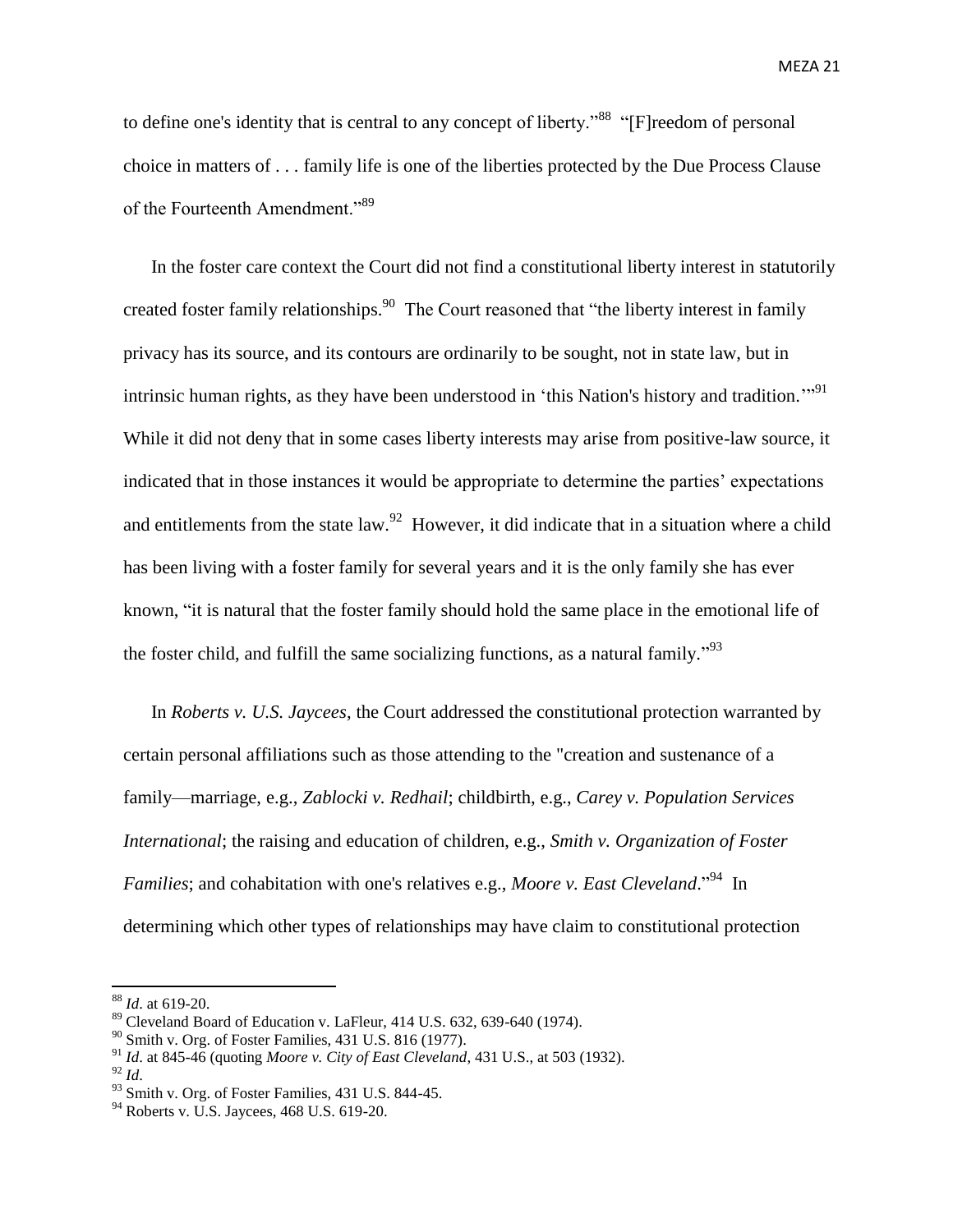to define one's identity that is central to any concept of liberty."[88] "[F]reedom of personal choice in matters of . . . family life is one of the liberties protected by the Due Process Clause of the Fourteenth Amendment."[89]

In the foster care context the Court did not find a constitutional liberty interest in statutorily created foster family relationships.[90] The Court reasoned that "the liberty interest in family privacy has its source, and its contours are ordinarily to be sought, not in state law, but in intrinsic human rights, as they have been understood in 'this Nation's history and tradition.'"[91] While it did not deny that in some cases liberty interests may arise from positive-law source, it indicated that in those instances it would be appropriate to determine the parties' expectations and entitlements from the state law.[92] However, it did indicate that in a situation where a child has been living with a foster family for several years and it is the only family she has ever known, "it is natural that the foster family should hold the same place in the emotional life of the foster child, and fulfill the same socializing functions, as a natural family."[93]

In *Roberts v. U.S. Jaycees*, the Court addressed the constitutional protection warranted by certain personal affiliations such as those attending to the "creation and sustenance of a family—marriage, e.g., *Zablocki v. Redhail*; childbirth, e.g., *Carey v. Population Services International*; the raising and education of children, e.g., *Smith v. Organization of Foster Families*; and cohabitation with one's relatives e.g., *Moore v. East Cleveland*."[94] In determining which other types of relationships may have claim to constitutional protection

---

[88] *Id*. at 619-20.

[89] Cleveland Board of Education v. LaFleur, 414 U.S. 632, 639-640 (1974).

[90] Smith v. Org. of Foster Families, 431 U.S. 816 (1977).

[91] *Id*. at 845-46 (quoting *Moore v. City of East Cleveland*, 431 U.S., at 503 (1932).

[92] *Id*.

[93] Smith v. Org. of Foster Families, 431 U.S. 844-45.

[94] Roberts v. U.S. Jaycees, 468 U.S. 619-20.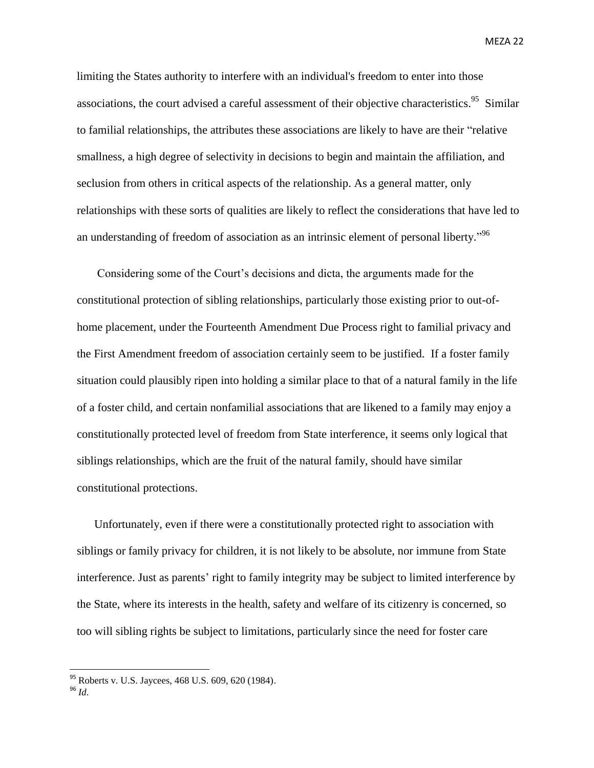limiting the States authority to interfere with an individual's freedom to enter into those associations, the court advised a careful assessment of their objective characteristics.[95] Similar to familial relationships, the attributes these associations are likely to have are their "relative smallness, a high degree of selectivity in decisions to begin and maintain the affiliation, and seclusion from others in critical aspects of the relationship. As a general matter, only relationships with these sorts of qualities are likely to reflect the considerations that have led to an understanding of freedom of association as an intrinsic element of personal liberty."[96]

Considering some of the Court's decisions and dicta, the arguments made for the constitutional protection of sibling relationships, particularly those existing prior to out-of-home placement, under the Fourteenth Amendment Due Process right to familial privacy and the First Amendment freedom of association certainly seem to be justified. If a foster family situation could plausibly ripen into holding a similar place to that of a natural family in the life of a foster child, and certain nonfamilial associations that are likened to a family may enjoy a constitutionally protected level of freedom from State interference, it seems only logical that siblings relationships, which are the fruit of the natural family, should have similar constitutional protections.

Unfortunately, even if there were a constitutionally protected right to association with siblings or family privacy for children, it is not likely to be absolute, nor immune from State interference. Just as parents' right to family integrity may be subject to limited interference by the State, where its interests in the health, safety and welfare of its citizenry is concerned, so too will sibling rights be subject to limitations, particularly since the need for foster care

---

[95] Roberts v. U.S. Jaycees, 468 U.S. 609, 620 (1984).

[96] *Id*.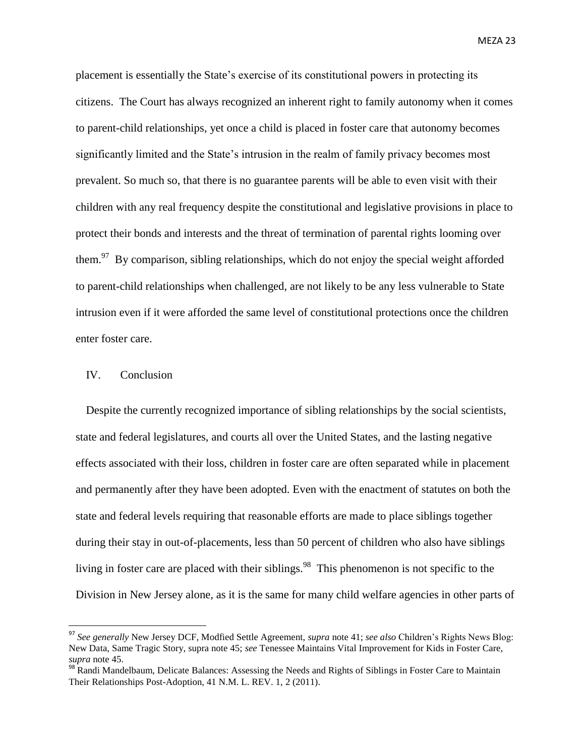placement is essentially the State's exercise of its constitutional powers in protecting its citizens. The Court has always recognized an inherent right to family autonomy when it comes to parent-child relationships, yet once a child is placed in foster care that autonomy becomes significantly limited and the State's intrusion in the realm of family privacy becomes most prevalent. So much so, that there is no guarantee parents will be able to even visit with their children with any real frequency despite the constitutional and legislative provisions in place to protect their bonds and interests and the threat of termination of parental rights looming over them.[97] By comparison, sibling relationships, which do not enjoy the special weight afforded to parent-child relationships when challenged, are not likely to be any less vulnerable to State intrusion even if it were afforded the same level of constitutional protections once the children enter foster care.

## IV. Conclusion

Despite the currently recognized importance of sibling relationships by the social scientists, state and federal legislatures, and courts all over the United States, and the lasting negative effects associated with their loss, children in foster care are often separated while in placement and permanently after they have been adopted. Even with the enactment of statutes on both the state and federal levels requiring that reasonable efforts are made to place siblings together during their stay in out-of-placements, less than 50 percent of children who also have siblings living in foster care are placed with their siblings.[98] This phenomenon is not specific to the Division in New Jersey alone, as it is the same for many child welfare agencies in other parts of

---

[97] *See generally* New Jersey DCF, Modfied Settle Agreement, *supra* note 41; *see also* Children's Rights News Blog: New Data, Same Tragic Story, supra note 45; *see* Tenessee Maintains Vital Improvement for Kids in Foster Care, *supra* note 45.

[98] Randi Mandelbaum, Delicate Balances: Assessing the Needs and Rights of Siblings in Foster Care to Maintain Their Relationships Post-Adoption, 41 N.M. L. REV. 1, 2 (2011).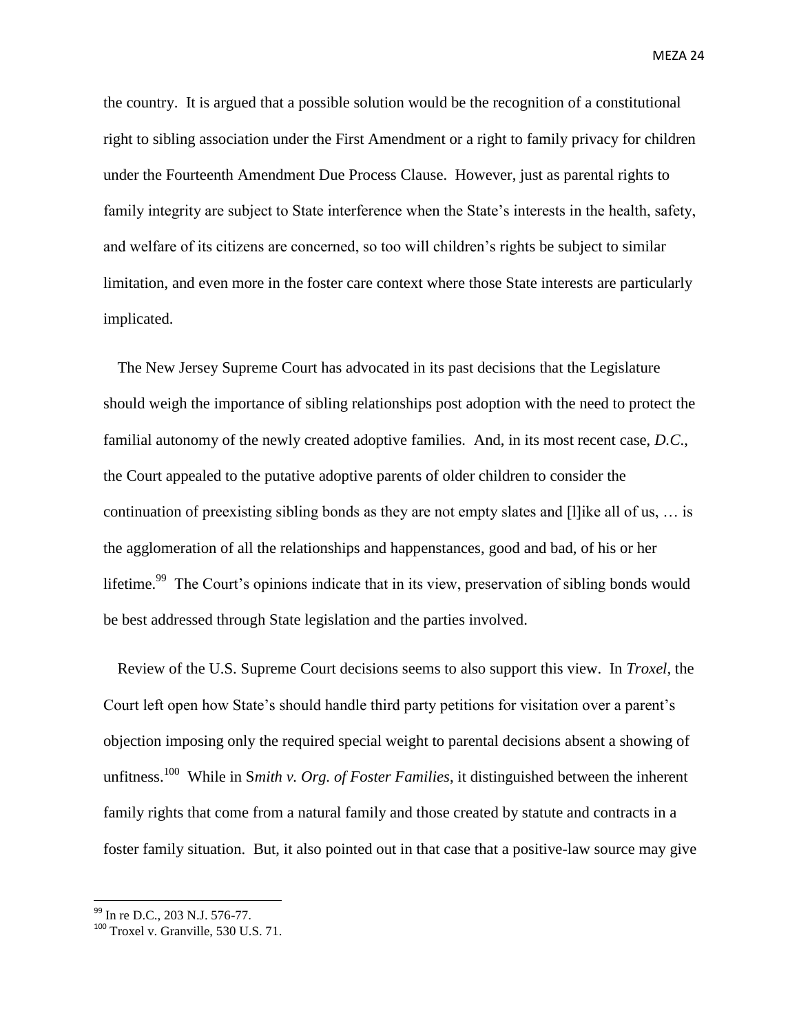the country. It is argued that a possible solution would be the recognition of a constitutional right to sibling association under the First Amendment or a right to family privacy for children under the Fourteenth Amendment Due Process Clause. However, just as parental rights to family integrity are subject to State interference when the State's interests in the health, safety, and welfare of its citizens are concerned, so too will children's rights be subject to similar limitation, and even more in the foster care context where those State interests are particularly implicated.

The New Jersey Supreme Court has advocated in its past decisions that the Legislature should weigh the importance of sibling relationships post adoption with the need to protect the familial autonomy of the newly created adoptive families. And, in its most recent case, *D.C.*, the Court appealed to the putative adoptive parents of older children to consider the continuation of preexisting sibling bonds as they are not empty slates and [l]ike all of us, … is the agglomeration of all the relationships and happenstances, good and bad, of his or her lifetime.[99] The Court's opinions indicate that in its view, preservation of sibling bonds would be best addressed through State legislation and the parties involved.

Review of the U.S. Supreme Court decisions seems to also support this view. In *Troxel*, the Court left open how State's should handle third party petitions for visitation over a parent's objection imposing only the required special weight to parental decisions absent a showing of unfitness.[100] While in S*mith v. Org. of Foster Families*, it distinguished between the inherent family rights that come from a natural family and those created by statute and contracts in a foster family situation. But, it also pointed out in that case that a positive-law source may give

---

[99] In re D.C., 203 N.J. 576-77.

[100] Troxel v. Granville, 530 U.S. 71.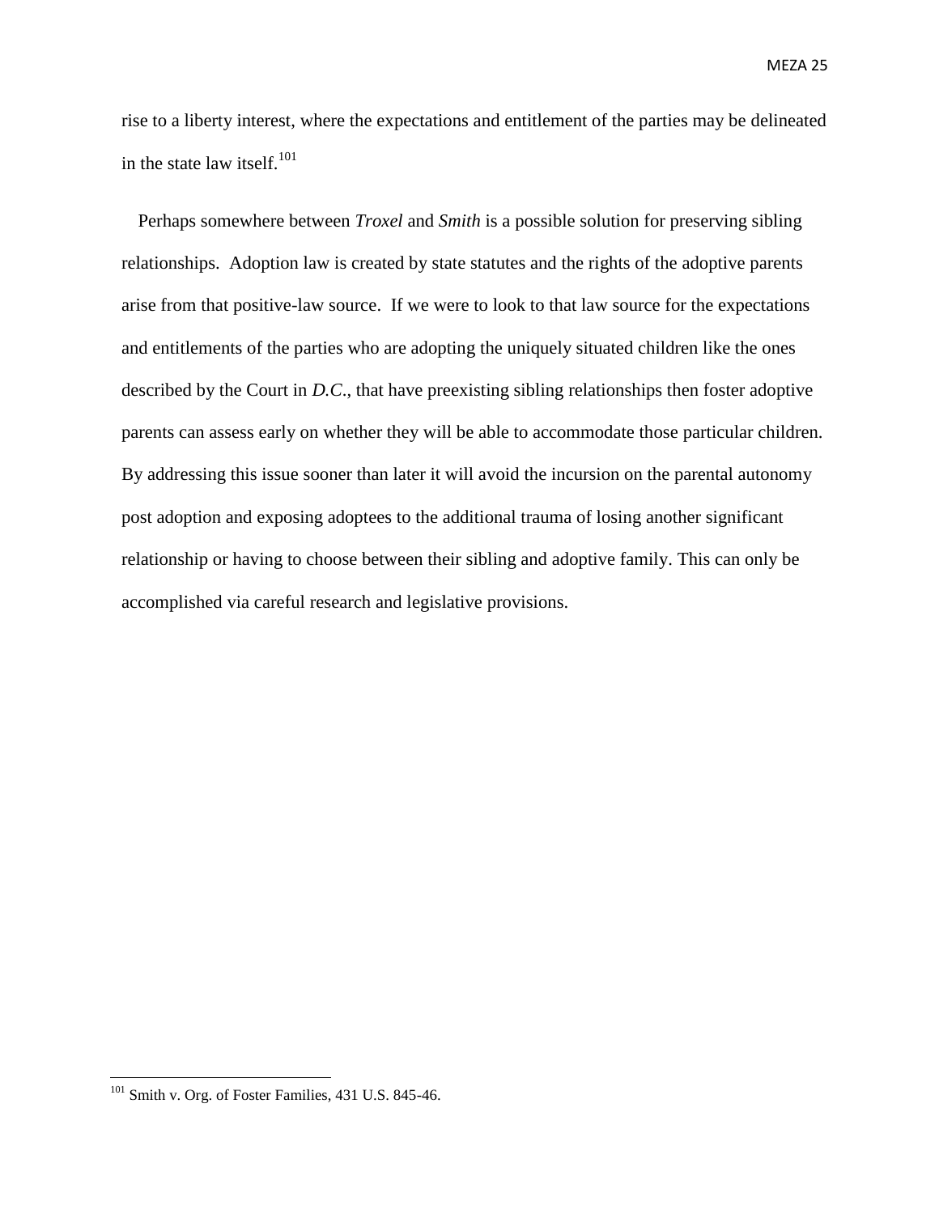rise to a liberty interest, where the expectations and entitlement of the parties may be delineated in the state law itself.[101]

Perhaps somewhere between *Troxel* and *Smith* is a possible solution for preserving sibling relationships. Adoption law is created by state statutes and the rights of the adoptive parents arise from that positive-law source. If we were to look to that law source for the expectations and entitlements of the parties who are adopting the uniquely situated children like the ones described by the Court in *D.C.*, that have preexisting sibling relationships then foster adoptive parents can assess early on whether they will be able to accommodate those particular children. By addressing this issue sooner than later it will avoid the incursion on the parental autonomy post adoption and exposing adoptees to the additional trauma of losing another significant relationship or having to choose between their sibling and adoptive family. This can only be accomplished via careful research and legislative provisions.

---

[101] Smith v. Org. of Foster Families, 431 U.S. 845-46.